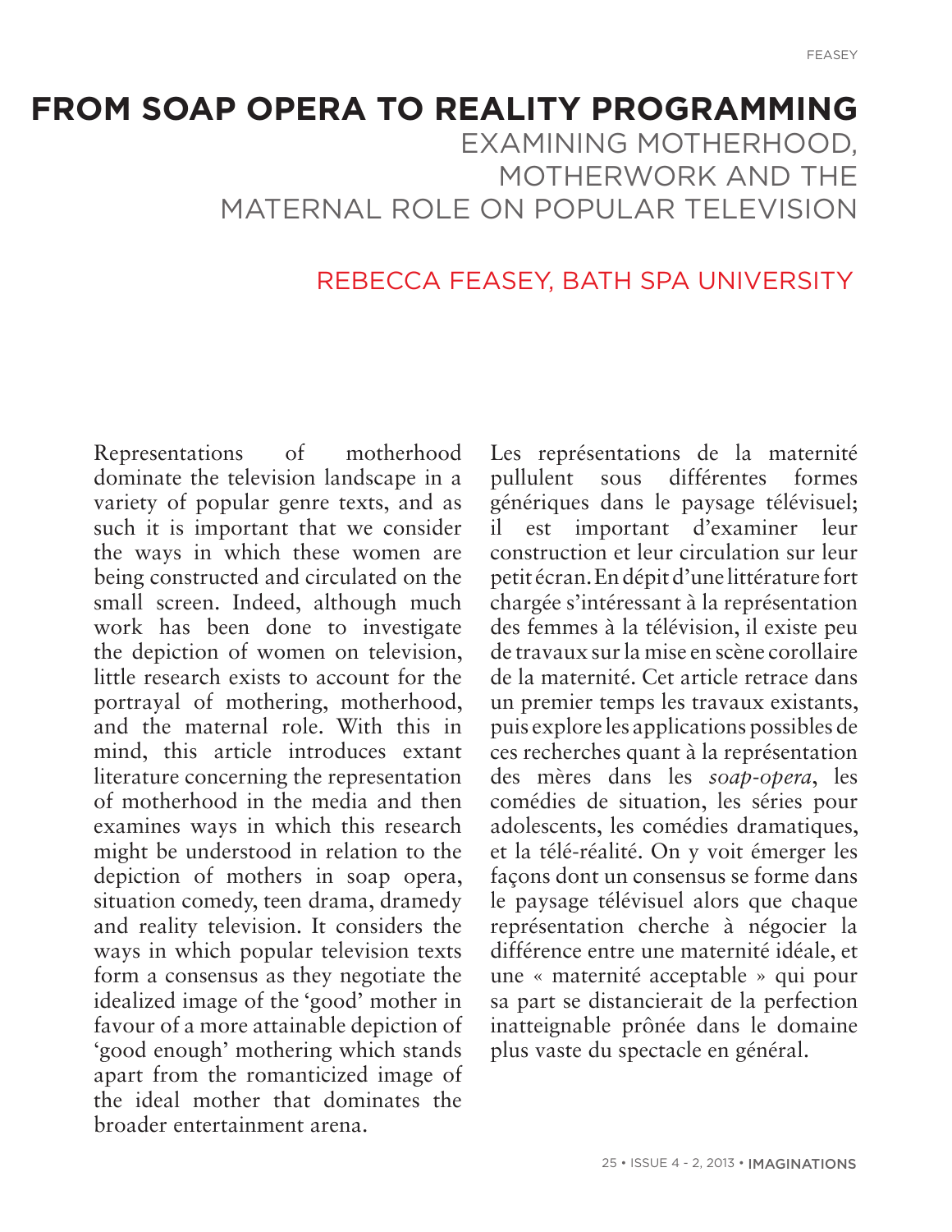# FROM SOAP OPERA TO REALITY PROGRAMMING

## EXAMINING MOTHERHOOD, MOTHERWORK AND THE MATERNAL ROLE ON POPULAR TELEVISION

REBECCA FEASEY, BATH SPA UNIVERSITY

Representations of motherhood dominate the television landscape in a variety of popular genre texts, and as such it is important that we consider the ways in which these women are being constructed and circulated on the small screen. Indeed, although much work has been done to investigate the depiction of women on television, little research exists to account for the portrayal of mothering, motherhood, and the maternal role. With this in mind, this article introduces extant literature concerning the representation of motherhood in the media and then examines ways in which this research might be understood in relation to the depiction of mothers in soap opera, situation comedy, teen drama, dramedy and reality television. It considers the ways in which popular television texts form a consensus as they negotiate the idealized image of the 'good' mother in favour of a more attainable depiction of 'good enough' mothering which stands apart from the romanticized image of the ideal mother that dominates the broader entertainment arena.

Les représentations de la maternité pullulent sous différentes formes génériques dans le paysage télévisuel; il est important d'examiner leur construction et leur circulation sur leur petit écran. En dépit d'une littérature fort chargée s'intéressant à la représentation des femmes à la télévision, il existe peu de travaux sur la mise en scène corollaire de la maternité. Cet article retrace dans un premier temps les travaux existants, puis explore les applications possibles de ces recherches quant à la représentation des mères dans les *soap-opera*, les comédies de situation, les séries pour adolescents, les comédies dramatiques, et la télé-réalité. On y voit émerger les façons dont un consensus se forme dans le paysage télévisuel alors que chaque représentation cherche à négocier la différence entre une maternité idéale, et une « maternité acceptable » qui pour sa part se distancierait de la perfection inatteignable prônée dans le domaine plus vaste du spectacle en général.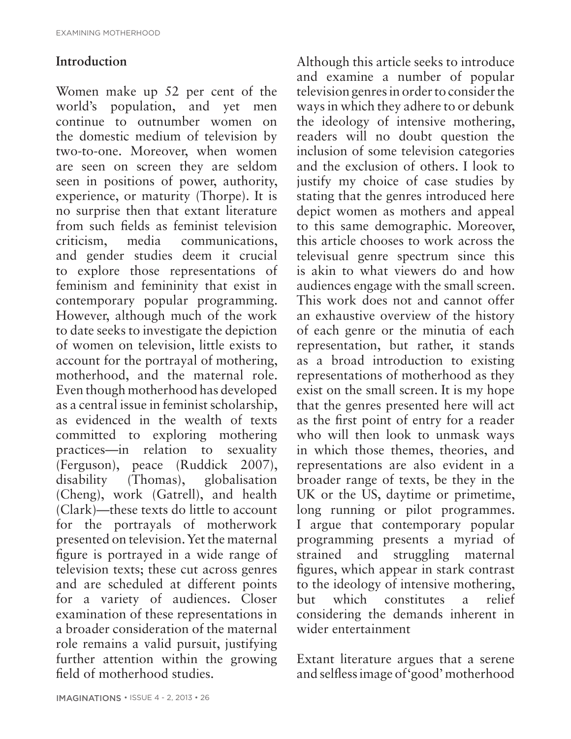## Introduction

Women make up 52 per cent of the world's population, and yet men continue to outnumber women on the domestic medium of television by two-to-one. Moreover, when women are seen on screen they are seldom seen in positions of power, authority, experience, or maturity (Thorpe). It is no surprise then that extant literature from such fields as feminist television criticism, media communications, and gender studies deem it crucial to explore those representations of feminism and femininity that exist in contemporary popular programming. However, although much of the work to date seeks to investigate the depiction of women on television, little exists to account for the portrayal of mothering, motherhood, and the maternal role. Even though motherhood has developed as a central issue in feminist scholarship, as evidenced in the wealth of texts committed to exploring mothering practices—in relation to sexuality (Ferguson), peace (Ruddick 2007), disability (Thomas), globalisation (Cheng), work (Gatrell), and health (Clark)—these texts do little to account for the portrayals of motherwork presented on television. Yet the maternal figure is portrayed in a wide range of television texts; these cut across genres and are scheduled at different points for a variety of audiences. Closer examination of these representations in a broader consideration of the maternal role remains a valid pursuit, justifying further attention within the growing field of motherhood studies.

Although this article seeks to introduce and examine a number of popular television genres in order to consider the ways in which they adhere to or debunk the ideology of intensive mothering, readers will no doubt question the inclusion of some television categories and the exclusion of others. I look to justify my choice of case studies by stating that the genres introduced here depict women as mothers and appeal to this same demographic. Moreover, this article chooses to work across the televisual genre spectrum since this is akin to what viewers do and how audiences engage with the small screen. This work does not and cannot offer an exhaustive overview of the history of each genre or the minutia of each representation, but rather, it stands as a broad introduction to existing representations of motherhood as they exist on the small screen. It is my hope that the genres presented here will act as the first point of entry for a reader who will then look to unmask ways in which those themes, theories, and representations are also evident in a broader range of texts, be they in the UK or the US, daytime or primetime, long running or pilot programmes. I argue that contemporary popular programming presents a myriad of strained and struggling maternal figures, which appear in stark contrast to the ideology of intensive mothering, but which constitutes a relief considering the demands inherent in wider entertainment

Extant literature argues that a serene and selfless image of 'good' motherhood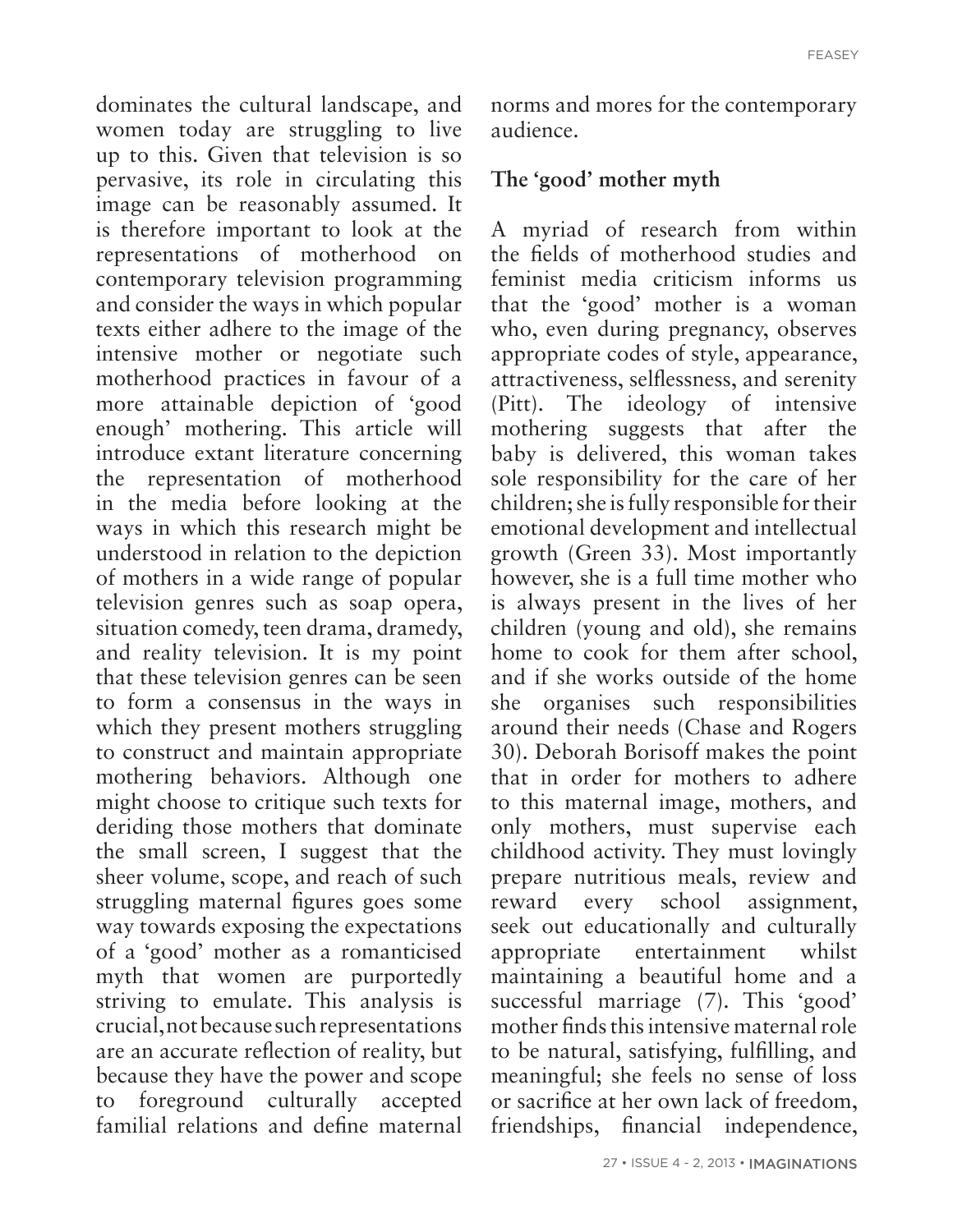dominates the cultural landscape, and women today are struggling to live up to this. Given that television is so pervasive, its role in circulating this image can be reasonably assumed. It is therefore important to look at the representations of motherhood on contemporary television programming and consider the ways in which popular texts either adhere to the image of the intensive mother or negotiate such motherhood practices in favour of a more attainable depiction of 'good enough' mothering. This article will introduce extant literature concerning the representation of motherhood in the media before looking at the ways in which this research might be understood in relation to the depiction of mothers in a wide range of popular television genres such as soap opera, situation comedy, teen drama, dramedy, and reality television. It is my point that these television genres can be seen to form a consensus in the ways in which they present mothers struggling to construct and maintain appropriate mothering behaviors. Although one might choose to critique such texts for deriding those mothers that dominate the small screen, I suggest that the sheer volume, scope, and reach of such struggling maternal figures goes some way towards exposing the expectations of a 'good' mother as a romanticised myth that women are purportedly striving to emulate. This analysis is crucial, not because such representations are an accurate reflection of reality, but because they have the power and scope to foreground culturally accepted familial relations and define maternal norms and mores for the contemporary audience.

## The 'good' mother myth

A myriad of research from within the fields of motherhood studies and feminist media criticism informs us that the 'good' mother is a woman who, even during pregnancy, observes appropriate codes of style, appearance, attractiveness, selflessness, and serenity (Pitt). The ideology of intensive mothering suggests that after the baby is delivered, this woman takes sole responsibility for the care of her children; she is fully responsible for their emotional development and intellectual growth (Green 33). Most importantly however, she is a full time mother who is always present in the lives of her children (young and old), she remains home to cook for them after school, and if she works outside of the home she organises such responsibilities around their needs (Chase and Rogers 30). Deborah Borisoff makes the point that in order for mothers to adhere to this maternal image, mothers, and only mothers, must supervise each childhood activity. They must lovingly prepare nutritious meals, review and reward every school assignment, seek out educationally and culturally appropriate entertainment whilst maintaining a beautiful home and a successful marriage (7). This 'good' mother finds this intensive maternal role to be natural, satisfying, fulfilling, and meaningful; she feels no sense of loss or sacrifice at her own lack of freedom, friendships, financial independence,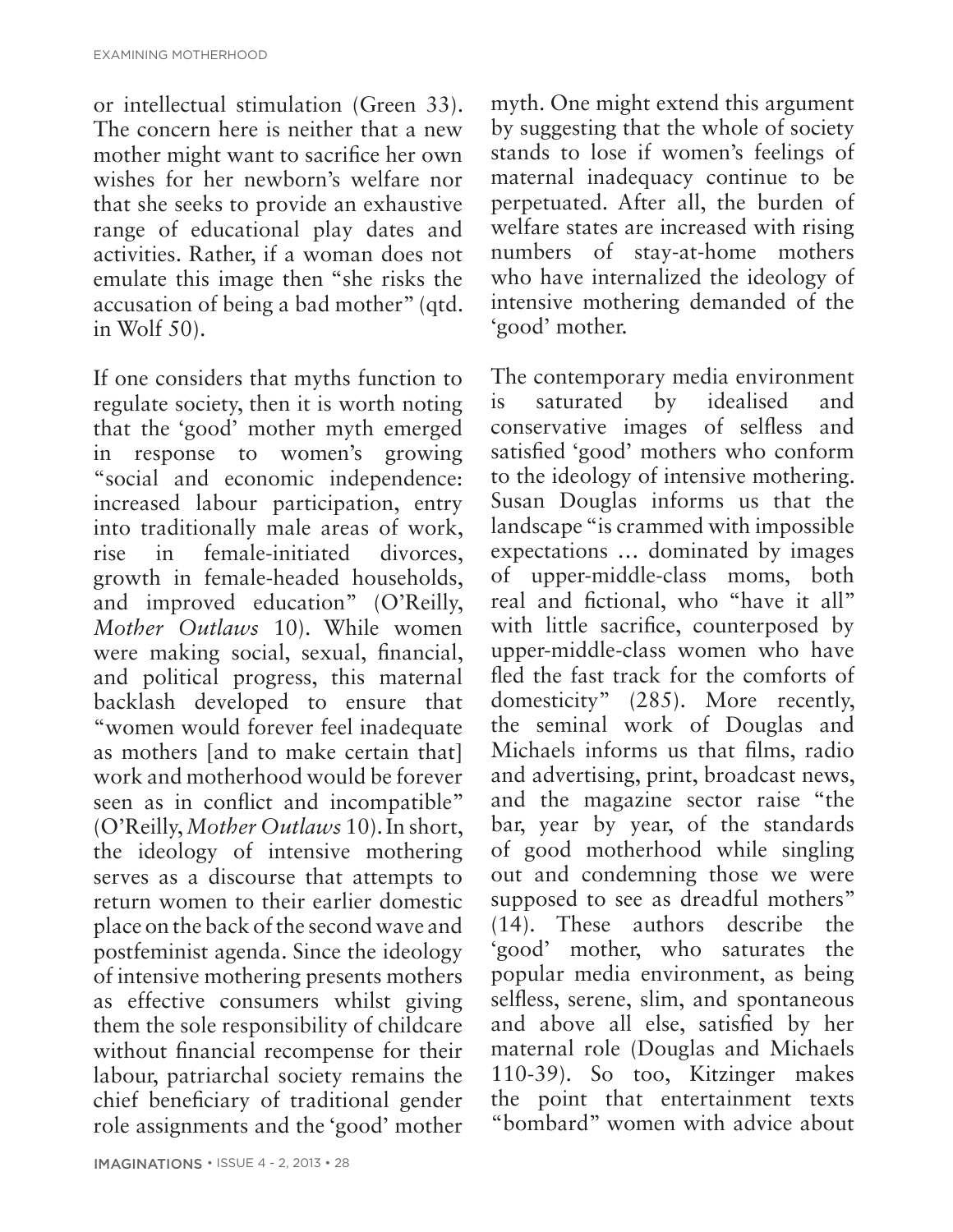or intellectual stimulation (Green 33). The concern here is neither that a new mother might want to sacrifice her own wishes for her newborn's welfare nor that she seeks to provide an exhaustive range of educational play dates and activities. Rather, if a woman does not emulate this image then "she risks the accusation of being a bad mother" (qtd. in Wolf 50).

If one considers that myths function to regulate society, then it is worth noting that the 'good' mother myth emerged in response to women's growing "social and economic independence: increased labour participation, entry into traditionally male areas of work, rise in female-initiated divorces, growth in female-headed households, and improved education" (O'Reilly, *Mother Outlaws* 10). While women were making social, sexual, financial, and political progress, this maternal backlash developed to ensure that "women would forever feel inadequate as mothers [and to make certain that] work and motherhood would be forever seen as in conflict and incompatible" (O'Reilly, *Mother Outlaws* 10). In short, the ideology of intensive mothering serves as a discourse that attempts to return women to their earlier domestic place on the back of the second wave and postfeminist agenda. Since the ideology of intensive mothering presents mothers as effective consumers whilst giving them the sole responsibility of childcare without financial recompense for their labour, patriarchal society remains the chief beneficiary of traditional gender role assignments and the 'good' mother myth. One might extend this argument by suggesting that the whole of society stands to lose if women's feelings of maternal inadequacy continue to be perpetuated. After all, the burden of welfare states are increased with rising numbers of stay-at-home mothers who have internalized the ideology of intensive mothering demanded of the 'good' mother.

The contemporary media environment is saturated by idealised and conservative images of selfless and satisfied 'good' mothers who conform to the ideology of intensive mothering. Susan Douglas informs us that the landscape "is crammed with impossible expectations … dominated by images of upper-middle-class moms, both real and fictional, who "have it all" with little sacrifice, counterposed by upper-middle-class women who have fled the fast track for the comforts of domesticity" (285). More recently, the seminal work of Douglas and Michaels informs us that films, radio and advertising, print, broadcast news, and the magazine sector raise "the bar, year by year, of the standards of good motherhood while singling out and condemning those we were supposed to see as dreadful mothers" (14). These authors describe the 'good' mother, who saturates the popular media environment, as being selfless, serene, slim, and spontaneous and above all else, satisfied by her maternal role (Douglas and Michaels 110-39). So too, Kitzinger makes the point that entertainment texts "bombard" women with advice about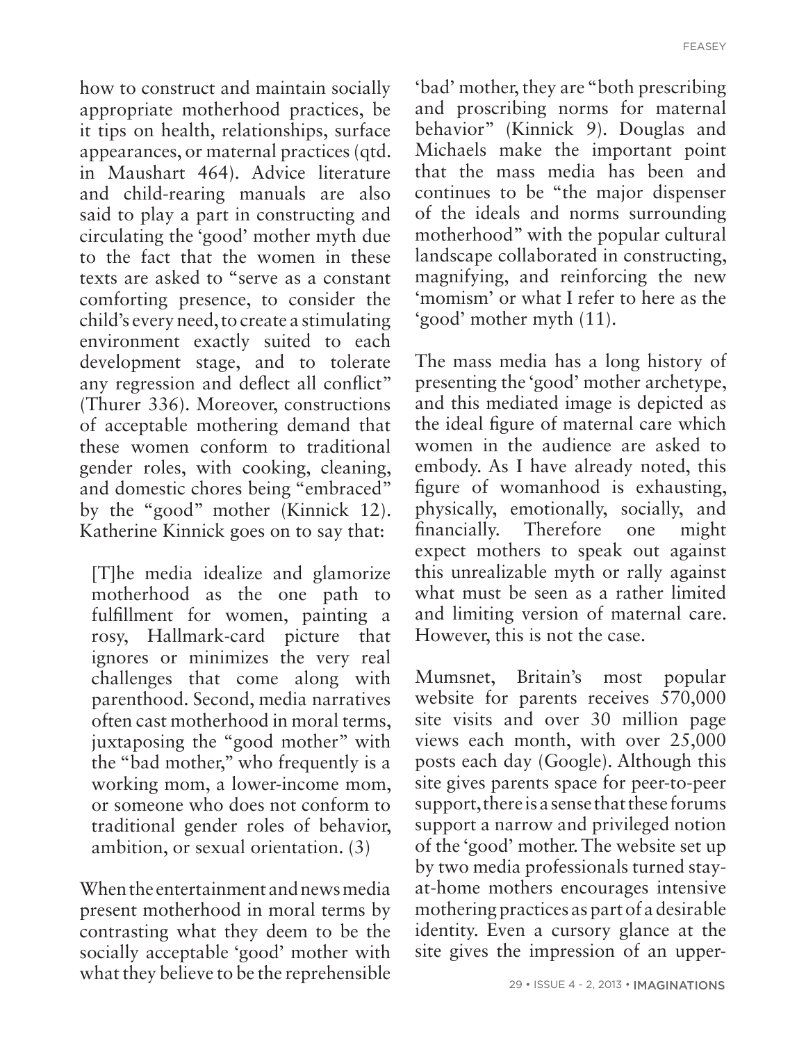how to construct and maintain socially appropriate motherhood practices, be it tips on health, relationships, surface appearances, or maternal practices (qtd. in Maushart 464). Advice literature and child-rearing manuals are also said to play a part in constructing and circulating the 'good' mother myth due to the fact that the women in these texts are asked to "serve as a constant comforting presence, to consider the child's every need, to create a stimulating environment exactly suited to each development stage, and to tolerate any regression and deflect all conflict" (Thurer 336). Moreover, constructions of acceptable mothering demand that these women conform to traditional gender roles, with cooking, cleaning, and domestic chores being "embraced" by the "good" mother (Kinnick 12). Katherine Kinnick goes on to say that:

> [T]he media idealize and glamorize motherhood as the one path to fulfillment for women, painting a rosy, Hallmark-card picture that ignores or minimizes the very real challenges that come along with parenthood. Second, media narratives often cast motherhood in moral terms, juxtaposing the "good mother" with the "bad mother," who frequently is a working mom, a lower-income mom, or someone who does not conform to traditional gender roles of behavior, ambition, or sexual orientation. (3)

When the entertainment and news media present motherhood in moral terms by contrasting what they deem to be the socially acceptable 'good' mother with what they believe to be the reprehensible 'bad' mother, they are "both prescribing and proscribing norms for maternal behavior" (Kinnick 9). Douglas and Michaels make the important point that the mass media has been and continues to be "the major dispenser of the ideals and norms surrounding motherhood" with the popular cultural landscape collaborated in constructing, magnifying, and reinforcing the new 'momism' or what I refer to here as the 'good' mother myth (11).

The mass media has a long history of presenting the 'good' mother archetype, and this mediated image is depicted as the ideal figure of maternal care which women in the audience are asked to embody. As I have already noted, this figure of womanhood is exhausting, physically, emotionally, socially, and financially. Therefore one might expect mothers to speak out against this unrealizable myth or rally against what must be seen as a rather limited and limiting version of maternal care. However, this is not the case.

Mumsnet, Britain's most popular website for parents receives 570,000 site visits and over 30 million page views each month, with over 25,000 posts each day (Google). Although this site gives parents space for peer-to-peer support, there is a sense that these forums support a narrow and privileged notion of the 'good' mother. The website set up by two media professionals turned stay-at-home mothers encourages intensive mothering practices as part of a desirable identity. Even a cursory glance at the site gives the impression of an upper-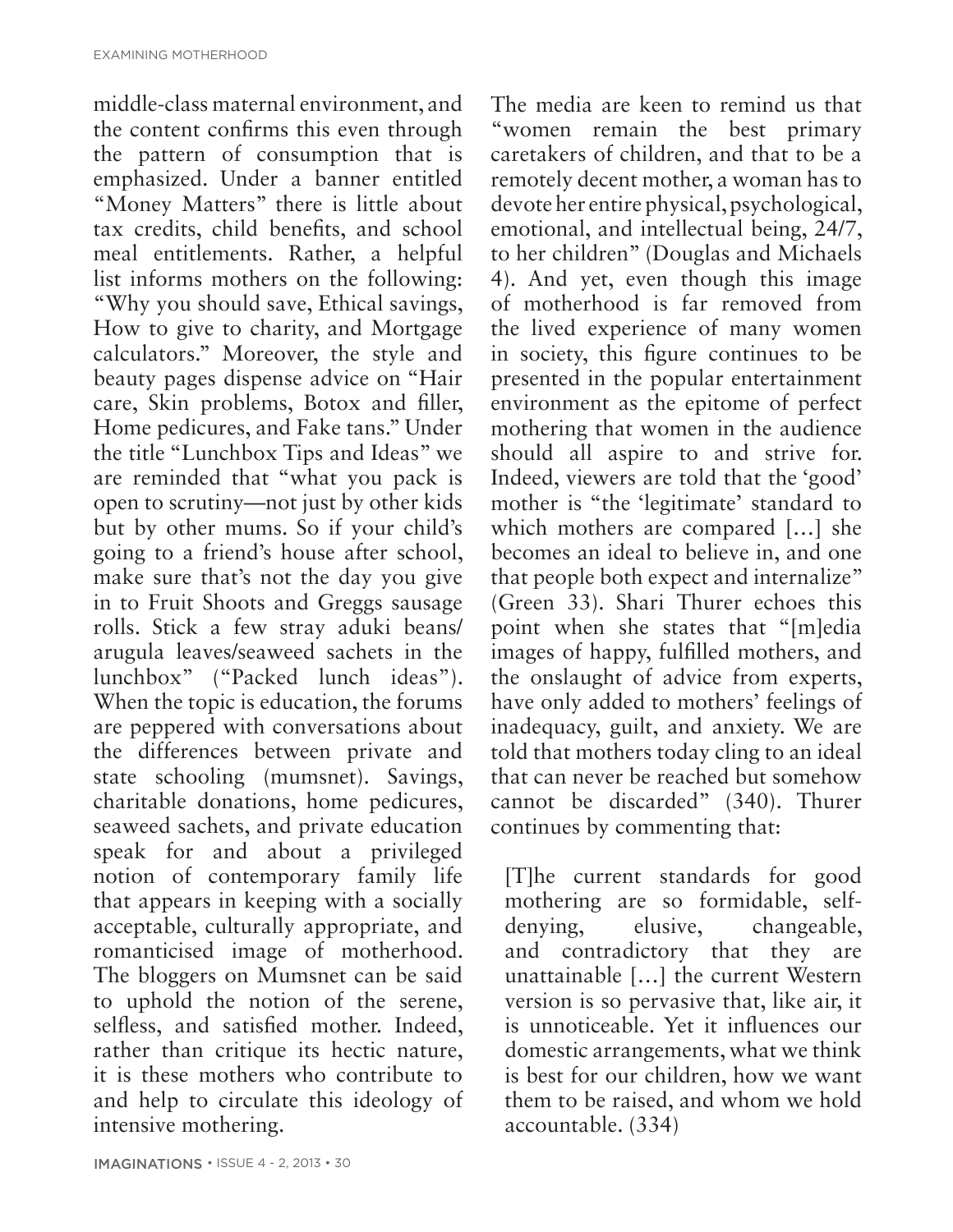middle-class maternal environment, and the content confirms this even through the pattern of consumption that is emphasized. Under a banner entitled "Money Matters" there is little about tax credits, child benefits, and school meal entitlements. Rather, a helpful list informs mothers on the following: "Why you should save, Ethical savings, How to give to charity, and Mortgage calculators." Moreover, the style and beauty pages dispense advice on "Hair care, Skin problems, Botox and filler, Home pedicures, and Fake tans." Under the title "Lunchbox Tips and Ideas" we are reminded that "what you pack is open to scrutiny—not just by other kids but by other mums. So if your child's going to a friend's house after school, make sure that's not the day you give in to Fruit Shoots and Greggs sausage rolls. Stick a few stray aduki beans/ arugula leaves/seaweed sachets in the lunchbox" ("Packed lunch ideas"). When the topic is education, the forums are peppered with conversations about the differences between private and state schooling (mumsnet). Savings, charitable donations, home pedicures, seaweed sachets, and private education speak for and about a privileged notion of contemporary family life that appears in keeping with a socially acceptable, culturally appropriate, and romanticised image of motherhood. The bloggers on Mumsnet can be said to uphold the notion of the serene, selfless, and satisfied mother. Indeed, rather than critique its hectic nature, it is these mothers who contribute to and help to circulate this ideology of intensive mothering.

The media are keen to remind us that "women remain the best primary caretakers of children, and that to be a remotely decent mother, a woman has to devote her entire physical, psychological, emotional, and intellectual being, 24/7, to her children" (Douglas and Michaels 4). And yet, even though this image of motherhood is far removed from the lived experience of many women in society, this figure continues to be presented in the popular entertainment environment as the epitome of perfect mothering that women in the audience should all aspire to and strive for. Indeed, viewers are told that the 'good' mother is "the 'legitimate' standard to which mothers are compared […] she becomes an ideal to believe in, and one that people both expect and internalize" (Green 33). Shari Thurer echoes this point when she states that "[m]edia images of happy, fulfilled mothers, and the onslaught of advice from experts, have only added to mothers' feelings of inadequacy, guilt, and anxiety. We are told that mothers today cling to an ideal that can never be reached but somehow cannot be discarded" (340). Thurer continues by commenting that:

> [T]he current standards for good mothering are so formidable, self-denying, elusive, changeable, and contradictory that they are unattainable […] the current Western version is so pervasive that, like air, it is unnoticeable. Yet it influences our domestic arrangements, what we think is best for our children, how we want them to be raised, and whom we hold accountable. (334)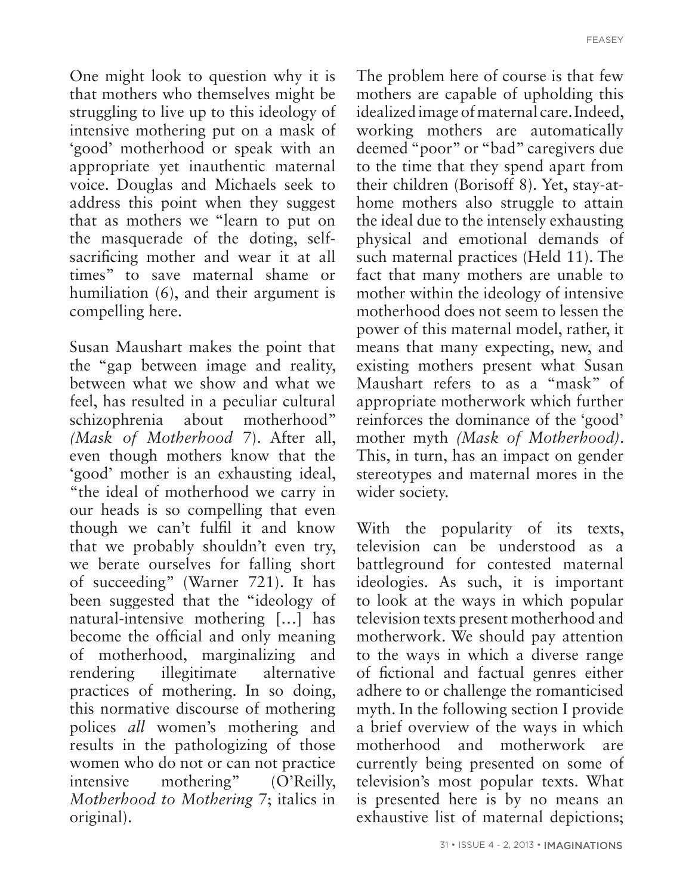One might look to question why it is that mothers who themselves might be struggling to live up to this ideology of intensive mothering put on a mask of 'good' motherhood or speak with an appropriate yet inauthentic maternal voice. Douglas and Michaels seek to address this point when they suggest that as mothers we "learn to put on the masquerade of the doting, self-sacrificing mother and wear it at all times" to save maternal shame or humiliation (6), and their argument is compelling here.

Susan Maushart makes the point that the "gap between image and reality, between what we show and what we feel, has resulted in a peculiar cultural schizophrenia about motherhood" *(Mask of Motherhood* 7). After all, even though mothers know that the 'good' mother is an exhausting ideal, "the ideal of motherhood we carry in our heads is so compelling that even though we can't fulfil it and know that we probably shouldn't even try, we berate ourselves for falling short of succeeding" (Warner 721). It has been suggested that the "ideology of natural-intensive mothering [...] has become the official and only meaning of motherhood, marginalizing and rendering illegitimate alternative practices of mothering. In so doing, this normative discourse of mothering polices *all* women's mothering and results in the pathologizing of those women who do not or can not practice intensive mothering" (O'Reilly, *Motherhood to Mothering* 7; italics in original).

The problem here of course is that few mothers are capable of upholding this idealized image of maternal care. Indeed, working mothers are automatically deemed "poor" or "bad" caregivers due to the time that they spend apart from their children (Borisoff 8). Yet, stay-at-home mothers also struggle to attain the ideal due to the intensely exhausting physical and emotional demands of such maternal practices (Held 11). The fact that many mothers are unable to mother within the ideology of intensive motherhood does not seem to lessen the power of this maternal model, rather, it means that many expecting, new, and existing mothers present what Susan Maushart refers to as a "mask" of appropriate motherwork which further reinforces the dominance of the 'good' mother myth *(Mask of Motherhood)*. This, in turn, has an impact on gender stereotypes and maternal mores in the wider society.

With the popularity of its texts, television can be understood as a battleground for contested maternal ideologies. As such, it is important to look at the ways in which popular television texts present motherhood and motherwork. We should pay attention to the ways in which a diverse range of fictional and factual genres either adhere to or challenge the romanticised myth. In the following section I provide a brief overview of the ways in which motherhood and motherwork are currently being presented on some of television's most popular texts. What is presented here is by no means an exhaustive list of maternal depictions;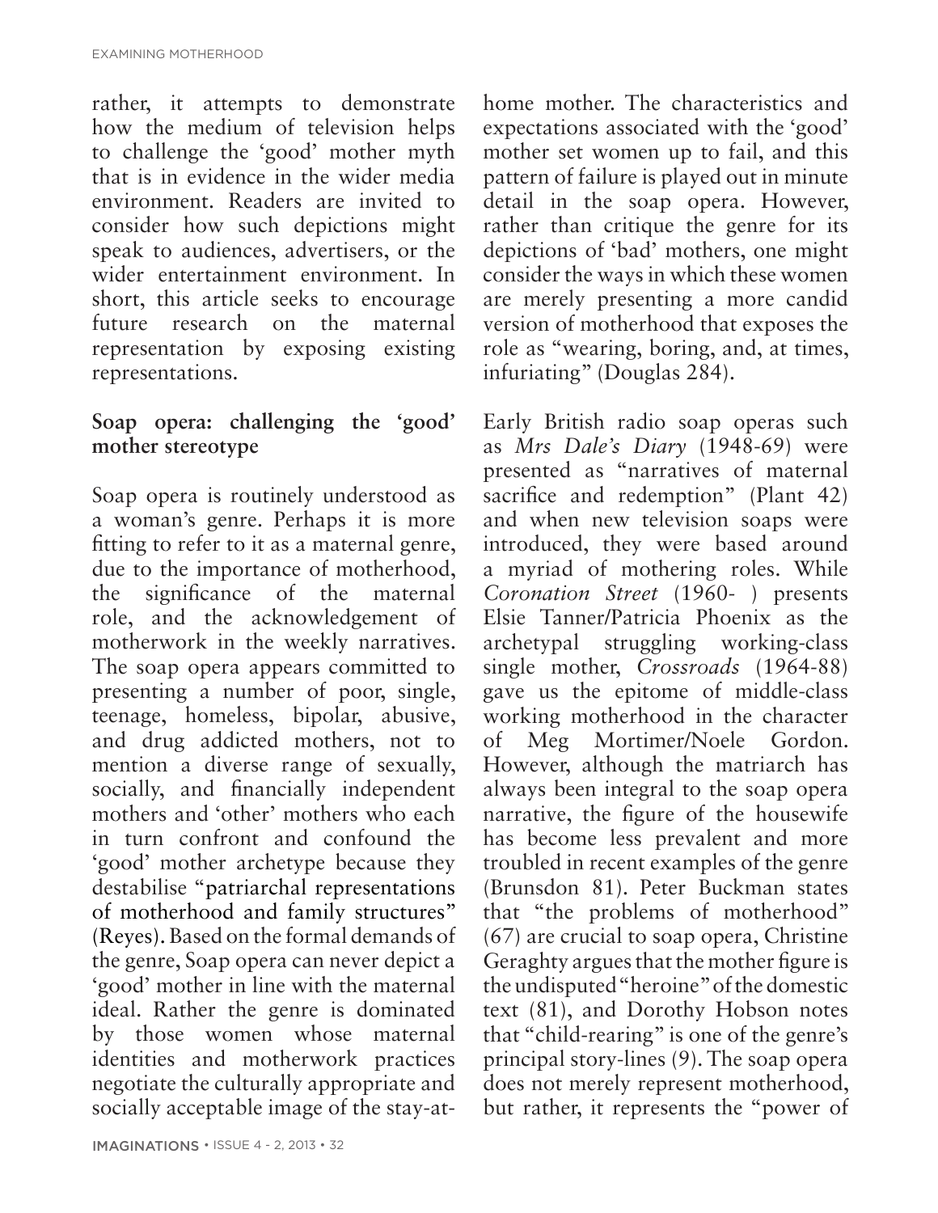rather, it attempts to demonstrate how the medium of television helps to challenge the 'good' mother myth that is in evidence in the wider media environment. Readers are invited to consider how such depictions might speak to audiences, advertisers, or the wider entertainment environment. In short, this article seeks to encourage future research on the maternal representation by exposing existing representations.

## Soap opera: challenging the 'good' mother stereotype

Soap opera is routinely understood as a woman's genre. Perhaps it is more fitting to refer to it as a maternal genre, due to the importance of motherhood, the significance of the maternal role, and the acknowledgement of motherwork in the weekly narratives. The soap opera appears committed to presenting a number of poor, single, teenage, homeless, bipolar, abusive, and drug addicted mothers, not to mention a diverse range of sexually, socially, and financially independent mothers and 'other' mothers who each in turn confront and confound the 'good' mother archetype because they destabilise "patriarchal representations of motherhood and family structures" (Reyes). Based on the formal demands of the genre, Soap opera can never depict a 'good' mother in line with the maternal ideal. Rather the genre is dominated by those women whose maternal identities and motherwork practices negotiate the culturally appropriate and socially acceptable image of the stay-at-home mother. The characteristics and expectations associated with the 'good' mother set women up to fail, and this pattern of failure is played out in minute detail in the soap opera. However, rather than critique the genre for its depictions of 'bad' mothers, one might consider the ways in which these women are merely presenting a more candid version of motherhood that exposes the role as "wearing, boring, and, at times, infuriating" (Douglas 284).

Early British radio soap operas such as *Mrs Dale's Diary* (1948-69) were presented as "narratives of maternal sacrifice and redemption" (Plant 42) and when new television soaps were introduced, they were based around a myriad of mothering roles. While *Coronation Street* (1960- ) presents Elsie Tanner/Patricia Phoenix as the archetypal struggling working-class single mother, *Crossroads* (1964-88) gave us the epitome of middle-class working motherhood in the character of Meg Mortimer/Noele Gordon. However, although the matriarch has always been integral to the soap opera narrative, the figure of the housewife has become less prevalent and more troubled in recent examples of the genre (Brunsdon 81). Peter Buckman states that "the problems of motherhood" (67) are crucial to soap opera, Christine Geraghty argues that the mother figure is the undisputed "heroine" of the domestic text (81), and Dorothy Hobson notes that "child-rearing" is one of the genre's principal story-lines (9). The soap opera does not merely represent motherhood, but rather, it represents the "power of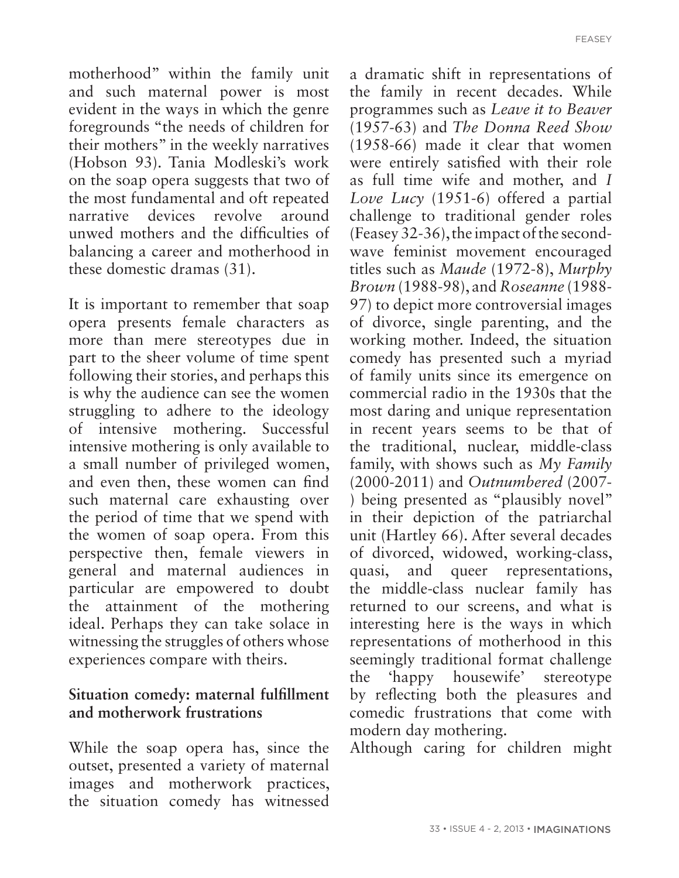motherhood" within the family unit and such maternal power is most evident in the ways in which the genre foregrounds "the needs of children for their mothers" in the weekly narratives (Hobson 93). Tania Modleski's work on the soap opera suggests that two of the most fundamental and oft repeated narrative devices revolve around unwed mothers and the difficulties of balancing a career and motherhood in these domestic dramas (31).

It is important to remember that soap opera presents female characters as more than mere stereotypes due in part to the sheer volume of time spent following their stories, and perhaps this is why the audience can see the women struggling to adhere to the ideology of intensive mothering. Successful intensive mothering is only available to a small number of privileged women, and even then, these women can find such maternal care exhausting over the period of time that we spend with the women of soap opera. From this perspective then, female viewers in general and maternal audiences in particular are empowered to doubt the attainment of the mothering ideal. Perhaps they can take solace in witnessing the struggles of others whose experiences compare with theirs.

## Situation comedy: maternal fulfillment and motherwork frustrations

While the soap opera has, since the outset, presented a variety of maternal images and motherwork practices, the situation comedy has witnessed a dramatic shift in representations of the family in recent decades. While programmes such as *Leave it to Beaver* (1957-63) and *The Donna Reed Show* (1958-66) made it clear that women were entirely satisfied with their role as full time wife and mother, and *I Love Lucy* (1951-6) offered a partial challenge to traditional gender roles (Feasey 32-36), the impact of the second-wave feminist movement encouraged titles such as *Maude* (1972-8), *Murphy Brown* (1988-98), and *Roseanne* (1988-97) to depict more controversial images of divorce, single parenting, and the working mother. Indeed, the situation comedy has presented such a myriad of family units since its emergence on commercial radio in the 1930s that the most daring and unique representation in recent years seems to be that of the traditional, nuclear, middle-class family, with shows such as *My Family* (2000-2011) and *Outnumbered* (2007-) being presented as "plausibly novel" in their depiction of the patriarchal unit (Hartley 66). After several decades of divorced, widowed, working-class, quasi, and queer representations, the middle-class nuclear family has returned to our screens, and what is interesting here is the ways in which representations of motherhood in this seemingly traditional format challenge the 'happy housewife' stereotype by reflecting both the pleasures and comedic frustrations that come with modern day mothering.

Although caring for children might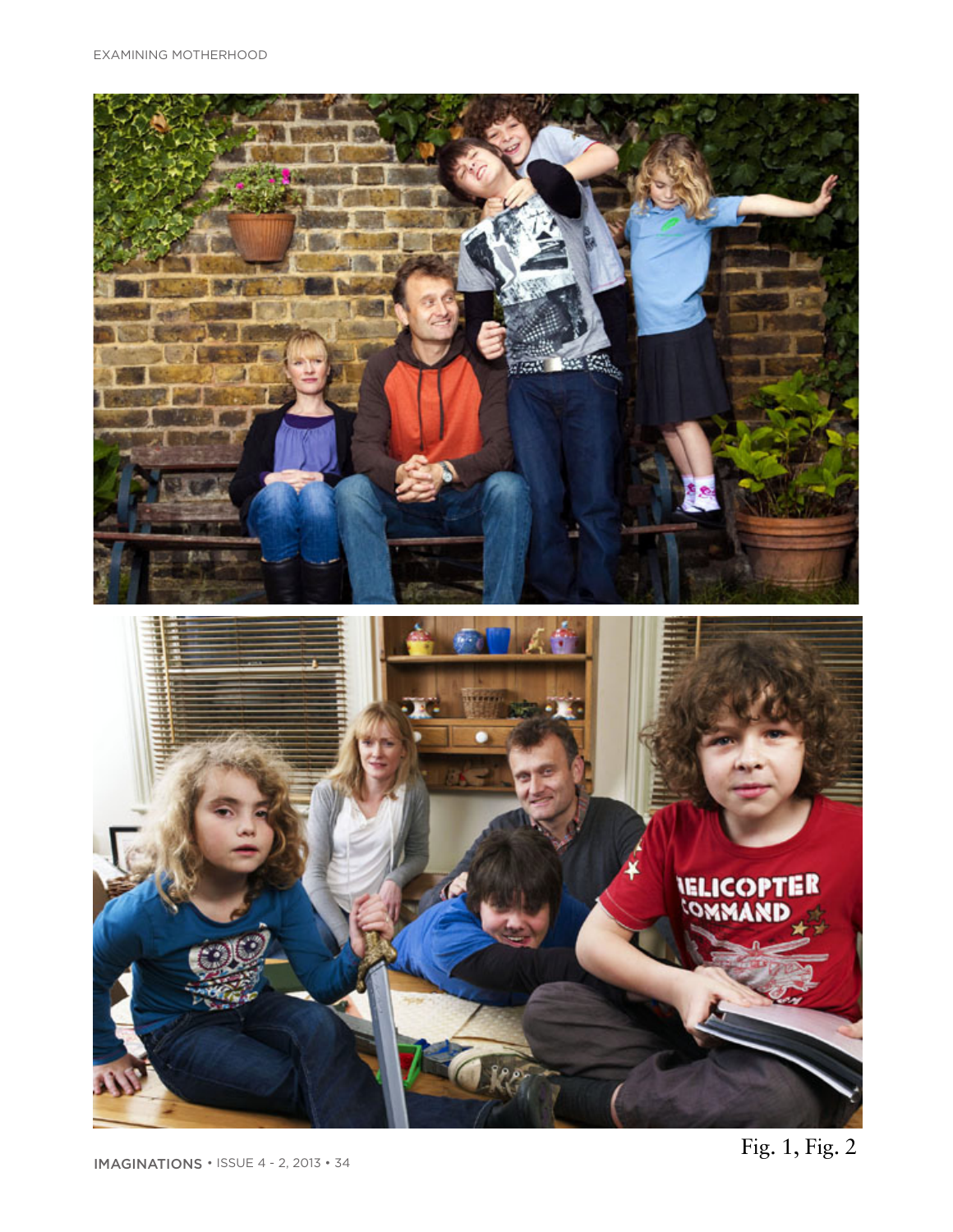Fig. 1, Fig. 2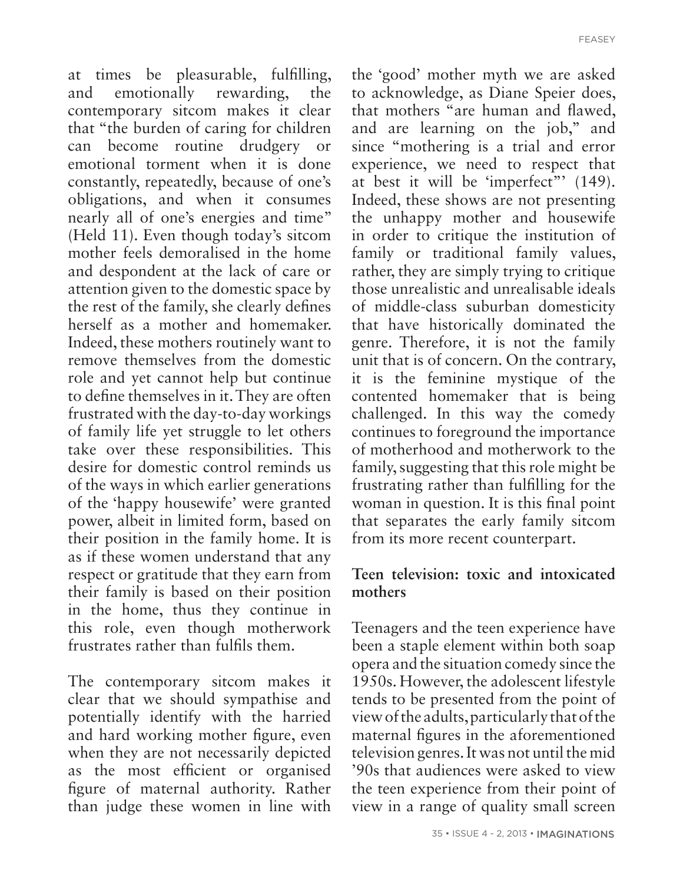at times be pleasurable, fulfilling, and emotionally rewarding, the contemporary sitcom makes it clear that "the burden of caring for children can become routine drudgery or emotional torment when it is done constantly, repeatedly, because of one's obligations, and when it consumes nearly all of one's energies and time" (Held 11). Even though today's sitcom mother feels demoralised in the home and despondent at the lack of care or attention given to the domestic space by the rest of the family, she clearly defines herself as a mother and homemaker. Indeed, these mothers routinely want to remove themselves from the domestic role and yet cannot help but continue to define themselves in it. They are often frustrated with the day-to-day workings of family life yet struggle to let others take over these responsibilities. This desire for domestic control reminds us of the ways in which earlier generations of the 'happy housewife' were granted power, albeit in limited form, based on their position in the family home. It is as if these women understand that any respect or gratitude that they earn from their family is based on their position in the home, thus they continue in this role, even though motherwork frustrates rather than fulfils them.

The contemporary sitcom makes it clear that we should sympathise and potentially identify with the harried and hard working mother figure, even when they are not necessarily depicted as the most efficient or organised figure of maternal authority. Rather than judge these women in line with the 'good' mother myth we are asked to acknowledge, as Diane Speier does, that mothers "are human and flawed, and are learning on the job," and since "mothering is a trial and error experience, we need to respect that at best it will be 'imperfect"' (149). Indeed, these shows are not presenting the unhappy mother and housewife in order to critique the institution of family or traditional family values, rather, they are simply trying to critique those unrealistic and unrealisable ideals of middle-class suburban domesticity that have historically dominated the genre. Therefore, it is not the family unit that is of concern. On the contrary, it is the feminine mystique of the contented homemaker that is being challenged. In this way the comedy continues to foreground the importance of motherhood and motherwork to the family, suggesting that this role might be frustrating rather than fulfilling for the woman in question. It is this final point that separates the early family sitcom from its more recent counterpart.

## Teen television: toxic and intoxicated mothers

Teenagers and the teen experience have been a staple element within both soap opera and the situation comedy since the 1950s. However, the adolescent lifestyle tends to be presented from the point of view of the adults, particularly that of the maternal figures in the aforementioned television genres. It was not until the mid '90s that audiences were asked to view the teen experience from their point of view in a range of quality small screen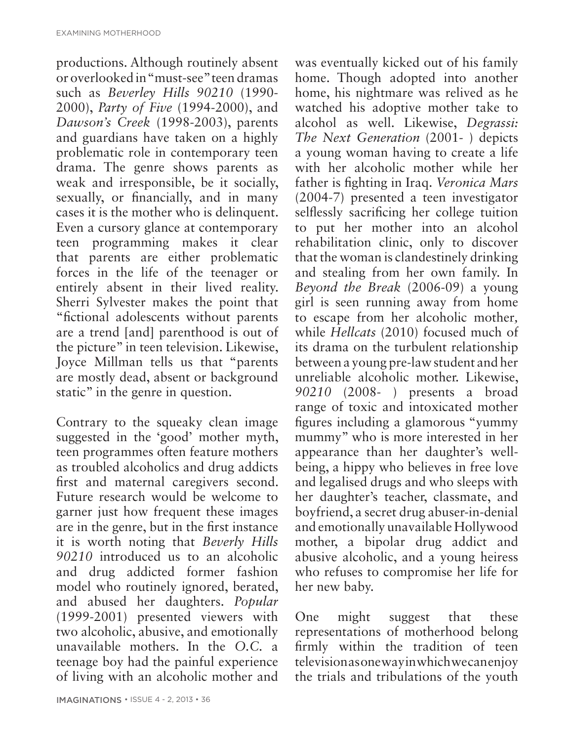productions. Although routinely absent or overlooked in "must-see" teen dramas such as *Beverley Hills 90210* (1990-2000), *Party of Five* (1994-2000), and *Dawson's Creek* (1998-2003), parents and guardians have taken on a highly problematic role in contemporary teen drama. The genre shows parents as weak and irresponsible, be it socially, sexually, or financially, and in many cases it is the mother who is delinquent. Even a cursory glance at contemporary teen programming makes it clear that parents are either problematic forces in the life of the teenager or entirely absent in their lived reality. Sherri Sylvester makes the point that "fictional adolescents without parents are a trend [and] parenthood is out of the picture" in teen television. Likewise, Joyce Millman tells us that "parents are mostly dead, absent or background static" in the genre in question.

Contrary to the squeaky clean image suggested in the 'good' mother myth, teen programmes often feature mothers as troubled alcoholics and drug addicts first and maternal caregivers second. Future research would be welcome to garner just how frequent these images are in the genre, but in the first instance it is worth noting that *Beverly Hills 90210* introduced us to an alcoholic and drug addicted former fashion model who routinely ignored, berated, and abused her daughters. *Popular* (1999-2001) presented viewers with two alcoholic, abusive, and emotionally unavailable mothers. In the *O.C.* a teenage boy had the painful experience of living with an alcoholic mother and was eventually kicked out of his family home. Though adopted into another home, his nightmare was relived as he watched his adoptive mother take to alcohol as well. Likewise, *Degrassi: The Next Generation* (2001- ) depicts a young woman having to create a life with her alcoholic mother while her father is fighting in Iraq. *Veronica Mars* (2004-7) presented a teen investigator selflessly sacrificing her college tuition to put her mother into an alcohol rehabilitation clinic, only to discover that the woman is clandestinely drinking and stealing from her own family. In *Beyond the Break* (2006-09) a young girl is seen running away from home to escape from her alcoholic mother, while *Hellcats* (2010) focused much of its drama on the turbulent relationship between a young pre-law student and her unreliable alcoholic mother. Likewise, *90210* (2008- ) presents a broad range of toxic and intoxicated mother figures including a glamorous "yummy mummy" who is more interested in her appearance than her daughter's well-being, a hippy who believes in free love and legalised drugs and who sleeps with her daughter's teacher, classmate, and boyfriend, a secret drug abuser-in-denial and emotionally unavailable Hollywood mother, a bipolar drug addict and abusive alcoholic, and a young heiress who refuses to compromise her life for her new baby.

One might suggest that these representations of motherhood belong firmly within the tradition of teen television as one way in which we can enjoy the trials and tribulations of the youth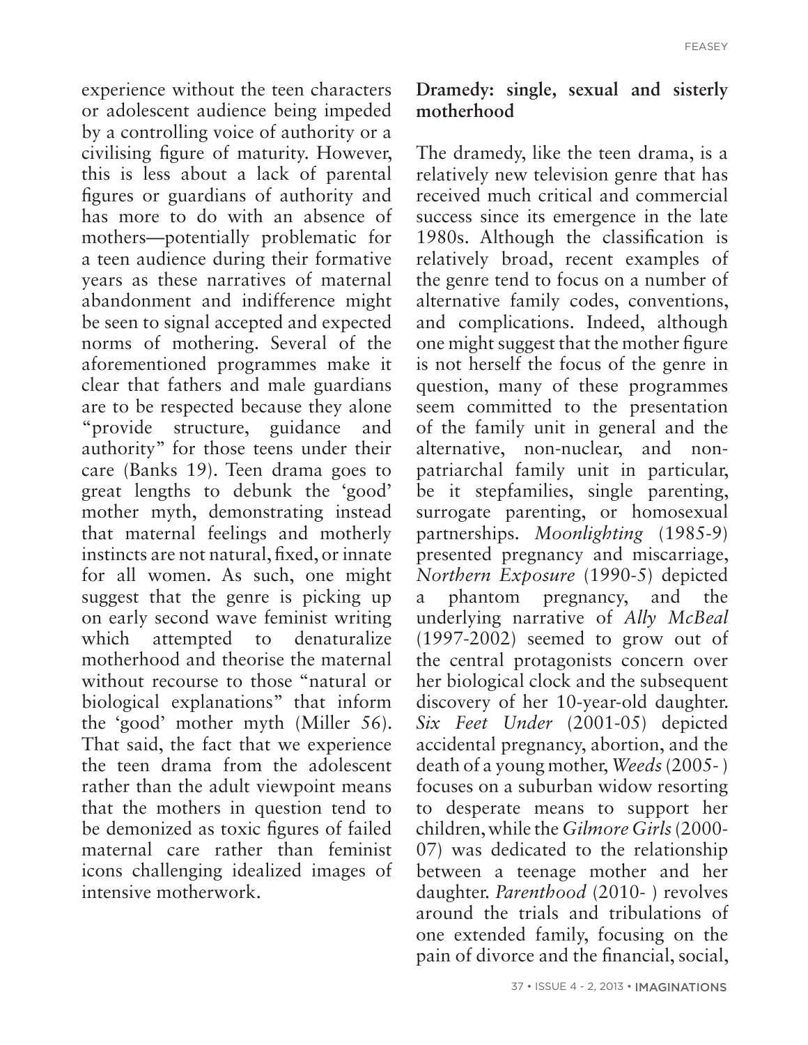experience without the teen characters or adolescent audience being impeded by a controlling voice of authority or a civilising figure of maturity. However, this is less about a lack of parental figures or guardians of authority and has more to do with an absence of mothers—potentially problematic for a teen audience during their formative years as these narratives of maternal abandonment and indifference might be seen to signal accepted and expected norms of mothering. Several of the aforementioned programmes make it clear that fathers and male guardians are to be respected because they alone "provide structure, guidance and authority" for those teens under their care (Banks 19). Teen drama goes to great lengths to debunk the 'good' mother myth, demonstrating instead that maternal feelings and motherly instincts are not natural, fixed, or innate for all women. As such, one might suggest that the genre is picking up on early second wave feminist writing which attempted to denaturalize motherhood and theorise the maternal without recourse to those "natural or biological explanations" that inform the 'good' mother myth (Miller 56). That said, the fact that we experience the teen drama from the adolescent rather than the adult viewpoint means that the mothers in question tend to be demonized as toxic figures of failed maternal care rather than feminist icons challenging idealized images of intensive motherwork.

## Dramedy: single, sexual and sisterly motherhood

The dramedy, like the teen drama, is a relatively new television genre that has received much critical and commercial success since its emergence in the late 1980s. Although the classification is relatively broad, recent examples of the genre tend to focus on a number of alternative family codes, conventions, and complications. Indeed, although one might suggest that the mother figure is not herself the focus of the genre in question, many of these programmes seem committed to the presentation of the family unit in general and the alternative, non-nuclear, and non-patriarchal family unit in particular, be it stepfamilies, single parenting, surrogate parenting, or homosexual partnerships. *Moonlighting* (1985-9) presented pregnancy and miscarriage, *Northern Exposure* (1990-5) depicted a phantom pregnancy, and the underlying narrative of *Ally McBeal* (1997-2002) seemed to grow out of the central protagonists concern over her biological clock and the subsequent discovery of her 10-year-old daughter. *Six Feet Under* (2001-05) depicted accidental pregnancy, abortion, and the death of a young mother, *Weeds* (2005- ) focuses on a suburban widow resorting to desperate means to support her children, while the *Gilmore Girls* (2000-07) was dedicated to the relationship between a teenage mother and her daughter. *Parenthood* (2010- ) revolves around the trials and tribulations of one extended family, focusing on the pain of divorce and the financial, social,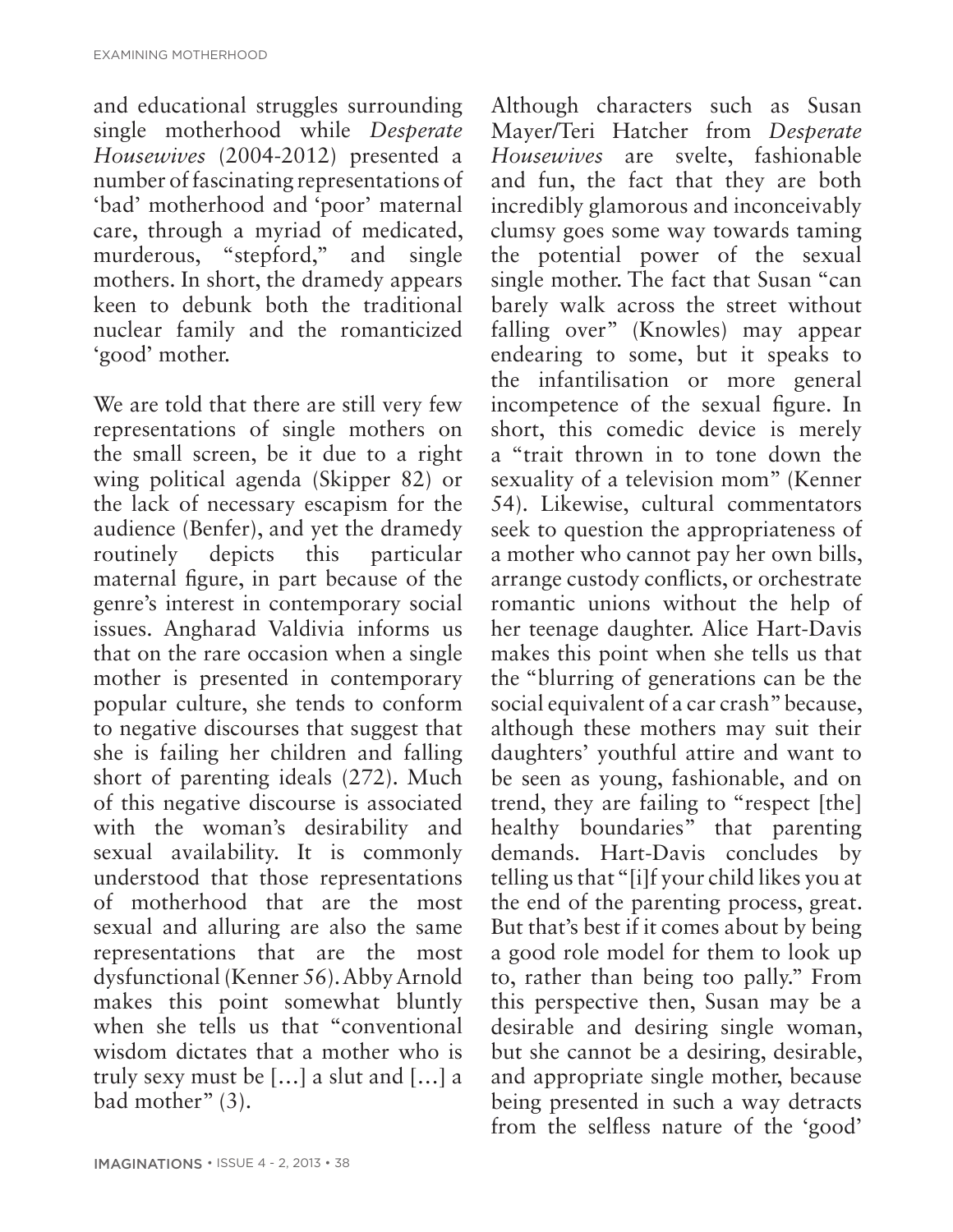and educational struggles surrounding single motherhood while *Desperate Housewives* (2004-2012) presented a number of fascinating representations of 'bad' motherhood and 'poor' maternal care, through a myriad of medicated, murderous, "stepford," and single mothers. In short, the dramedy appears keen to debunk both the traditional nuclear family and the romanticized 'good' mother.

We are told that there are still very few representations of single mothers on the small screen, be it due to a right wing political agenda (Skipper 82) or the lack of necessary escapism for the audience (Benfer), and yet the dramedy routinely depicts this particular maternal figure, in part because of the genre's interest in contemporary social issues. Angharad Valdivia informs us that on the rare occasion when a single mother is presented in contemporary popular culture, she tends to conform to negative discourses that suggest that she is failing her children and falling short of parenting ideals (272). Much of this negative discourse is associated with the woman's desirability and sexual availability. It is commonly understood that those representations of motherhood that are the most sexual and alluring are also the same representations that are the most dysfunctional (Kenner 56). Abby Arnold makes this point somewhat bluntly when she tells us that "conventional wisdom dictates that a mother who is truly sexy must be […] a slut and […] a bad mother" (3).

Although characters such as Susan Mayer/Teri Hatcher from *Desperate Housewives* are svelte, fashionable and fun, the fact that they are both incredibly glamorous and inconceivably clumsy goes some way towards taming the potential power of the sexual single mother. The fact that Susan "can barely walk across the street without falling over" (Knowles) may appear endearing to some, but it speaks to the infantilisation or more general incompetence of the sexual figure. In short, this comedic device is merely a "trait thrown in to tone down the sexuality of a television mom" (Kenner 54). Likewise, cultural commentators seek to question the appropriateness of a mother who cannot pay her own bills, arrange custody conflicts, or orchestrate romantic unions without the help of her teenage daughter. Alice Hart-Davis makes this point when she tells us that the "blurring of generations can be the social equivalent of a car crash" because, although these mothers may suit their daughters' youthful attire and want to be seen as young, fashionable, and on trend, they are failing to "respect [the] healthy boundaries" that parenting demands. Hart-Davis concludes by telling us that "[i]f your child likes you at the end of the parenting process, great. But that's best if it comes about by being a good role model for them to look up to, rather than being too pally." From this perspective then, Susan may be a desirable and desiring single woman, but she cannot be a desiring, desirable, and appropriate single mother, because being presented in such a way detracts from the selfless nature of the 'good'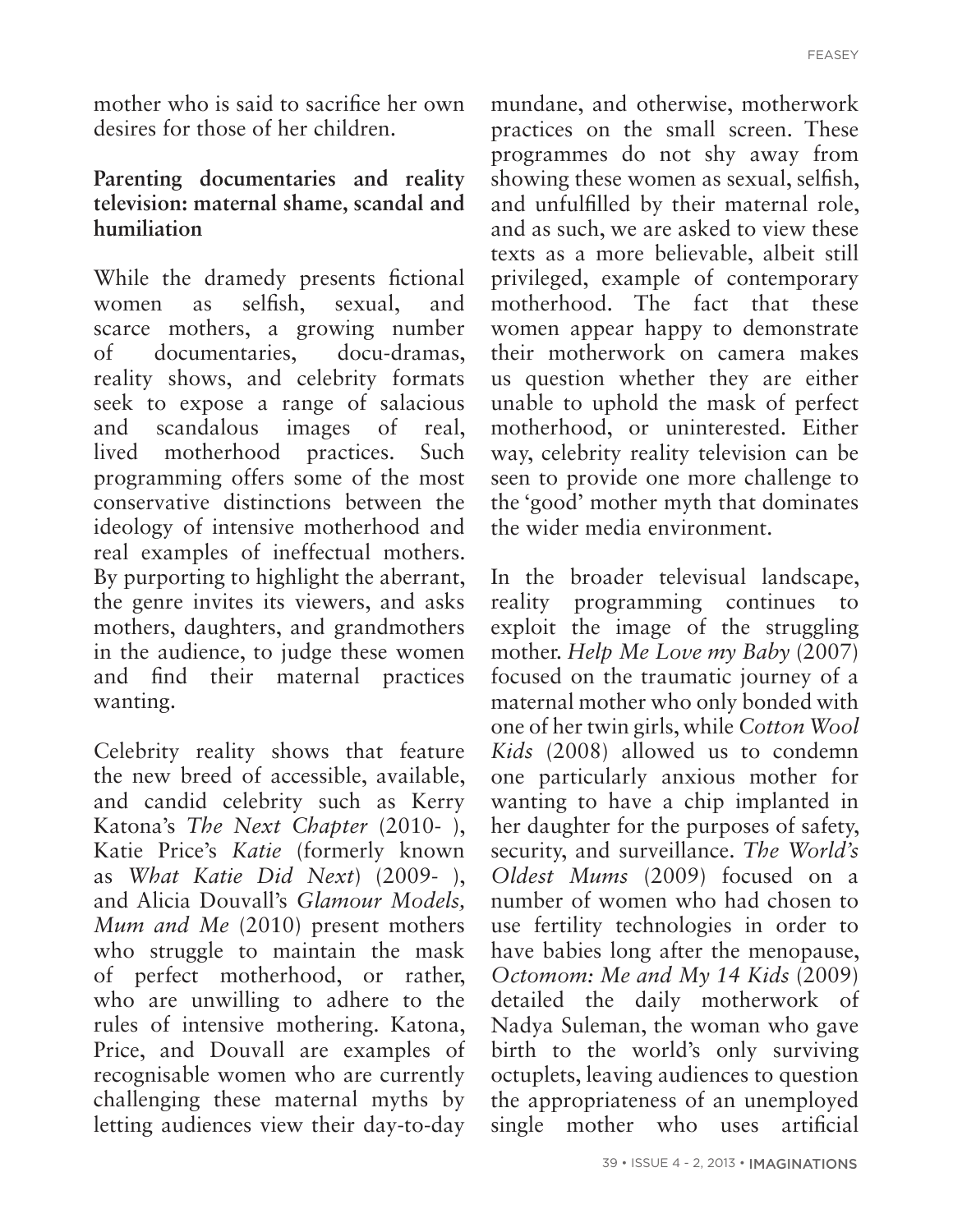mother who is said to sacrifice her own desires for those of her children.

## Parenting documentaries and reality television: maternal shame, scandal and humiliation

While the dramedy presents fictional women as selfish, sexual, and scarce mothers, a growing number of documentaries, docu-dramas, reality shows, and celebrity formats seek to expose a range of salacious and scandalous images of real, lived motherhood practices. Such programming offers some of the most conservative distinctions between the ideology of intensive motherhood and real examples of ineffectual mothers. By purporting to highlight the aberrant, the genre invites its viewers, and asks mothers, daughters, and grandmothers in the audience, to judge these women and find their maternal practices wanting.

Celebrity reality shows that feature the new breed of accessible, available, and candid celebrity such as Kerry Katona's *The Next Chapter* (2010- ), Katie Price's *Katie* (formerly known as *What Katie Did Next*) (2009- ), and Alicia Douvall's *Glamour Models, Mum and Me* (2010) present mothers who struggle to maintain the mask of perfect motherhood, or rather, who are unwilling to adhere to the rules of intensive mothering. Katona, Price, and Douvall are examples of recognisable women who are currently challenging these maternal myths by letting audiences view their day-to-day mundane, and otherwise, motherwork practices on the small screen. These programmes do not shy away from showing these women as sexual, selfish, and unfulfilled by their maternal role, and as such, we are asked to view these texts as a more believable, albeit still privileged, example of contemporary motherhood. The fact that these women appear happy to demonstrate their motherwork on camera makes us question whether they are either unable to uphold the mask of perfect motherhood, or uninterested. Either way, celebrity reality television can be seen to provide one more challenge to the 'good' mother myth that dominates the wider media environment.

In the broader televisual landscape, reality programming continues to exploit the image of the struggling mother. *Help Me Love my Baby* (2007) focused on the traumatic journey of a maternal mother who only bonded with one of her twin girls, while *Cotton Wool Kids* (2008) allowed us to condemn one particularly anxious mother for wanting to have a chip implanted in her daughter for the purposes of safety, security, and surveillance. *The World's Oldest Mums* (2009) focused on a number of women who had chosen to use fertility technologies in order to have babies long after the menopause, *Octomom: Me and My 14 Kids* (2009) detailed the daily motherwork of Nadya Suleman, the woman who gave birth to the world's only surviving octuplets, leaving audiences to question the appropriateness of an unemployed single mother who uses artificial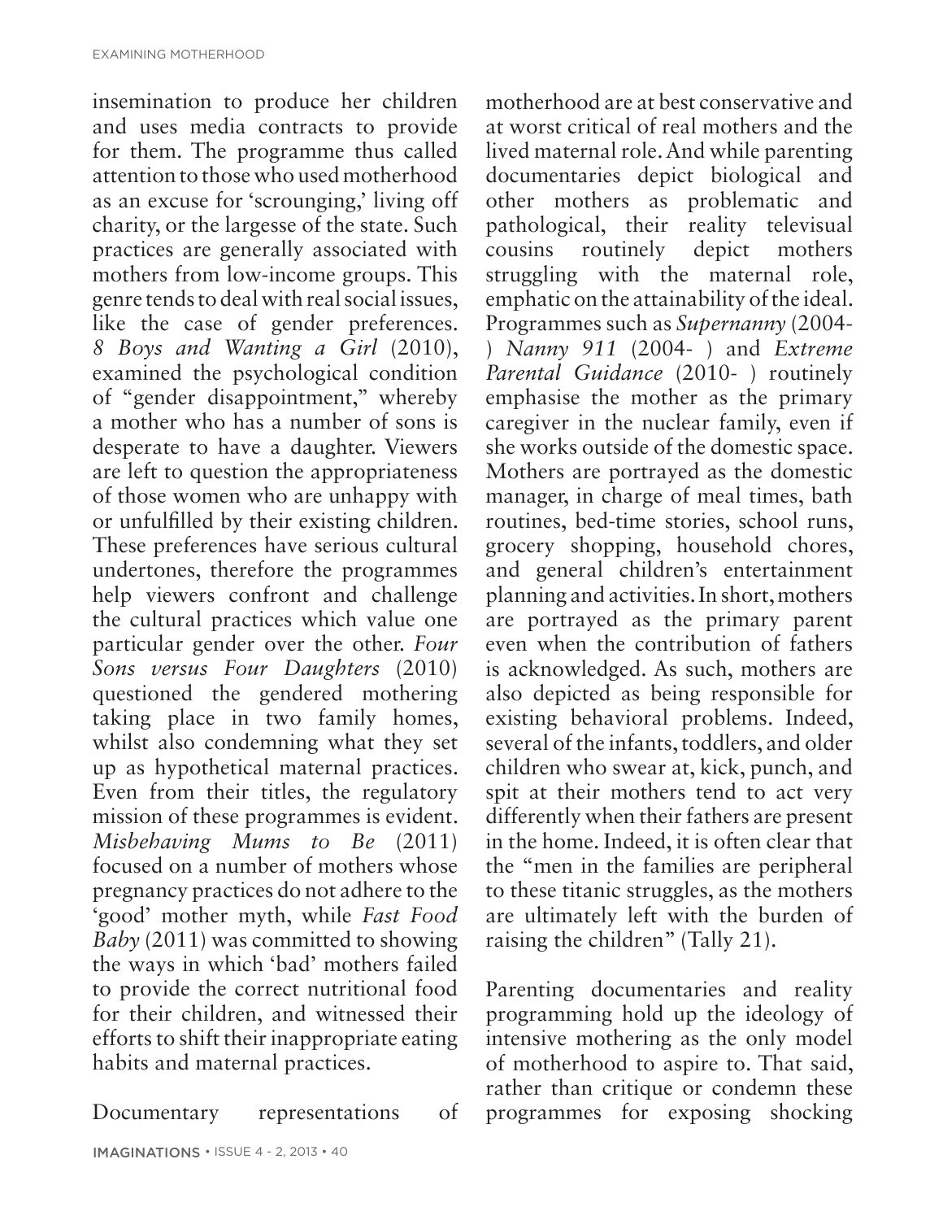insemination to produce her children and uses media contracts to provide for them. The programme thus called attention to those who used motherhood as an excuse for 'scrounging,' living off charity, or the largesse of the state. Such practices are generally associated with mothers from low-income groups. This genre tends to deal with real social issues, like the case of gender preferences. *8 Boys and Wanting a Girl* (2010), examined the psychological condition of "gender disappointment," whereby a mother who has a number of sons is desperate to have a daughter. Viewers are left to question the appropriateness of those women who are unhappy with or unfulfilled by their existing children. These preferences have serious cultural undertones, therefore the programmes help viewers confront and challenge the cultural practices which value one particular gender over the other. *Four Sons versus Four Daughters* (2010) questioned the gendered mothering taking place in two family homes, whilst also condemning what they set up as hypothetical maternal practices. Even from their titles, the regulatory mission of these programmes is evident. *Misbehaving Mums to Be* (2011) focused on a number of mothers whose pregnancy practices do not adhere to the 'good' mother myth, while *Fast Food Baby* (2011) was committed to showing the ways in which 'bad' mothers failed to provide the correct nutritional food for their children, and witnessed their efforts to shift their inappropriate eating habits and maternal practices.

Documentary representations of motherhood are at best conservative and at worst critical of real mothers and the lived maternal role. And while parenting documentaries depict biological and other mothers as problematic and pathological, their reality televisual cousins routinely depict mothers struggling with the maternal role, emphatic on the attainability of the ideal. Programmes such as *Supernanny* (2004- ) *Nanny 911* (2004- ) and *Extreme Parental Guidance* (2010- ) routinely emphasise the mother as the primary caregiver in the nuclear family, even if she works outside of the domestic space. Mothers are portrayed as the domestic manager, in charge of meal times, bath routines, bed-time stories, school runs, grocery shopping, household chores, and general children's entertainment planning and activities. In short, mothers are portrayed as the primary parent even when the contribution of fathers is acknowledged. As such, mothers are also depicted as being responsible for existing behavioral problems. Indeed, several of the infants, toddlers, and older children who swear at, kick, punch, and spit at their mothers tend to act very differently when their fathers are present in the home. Indeed, it is often clear that the "men in the families are peripheral to these titanic struggles, as the mothers are ultimately left with the burden of raising the children" (Tally 21).

Parenting documentaries and reality programming hold up the ideology of intensive mothering as the only model of motherhood to aspire to. That said, rather than critique or condemn these programmes for exposing shocking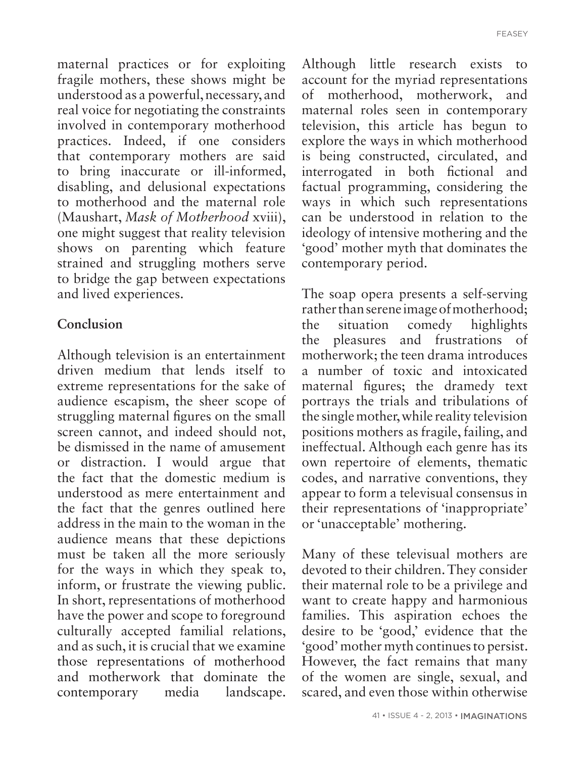maternal practices or for exploiting fragile mothers, these shows might be understood as a powerful, necessary, and real voice for negotiating the constraints involved in contemporary motherhood practices. Indeed, if one considers that contemporary mothers are said to bring inaccurate or ill-informed, disabling, and delusional expectations to motherhood and the maternal role (Maushart, *Mask of Motherhood* xviii), one might suggest that reality television shows on parenting which feature strained and struggling mothers serve to bridge the gap between expectations and lived experiences.

## Conclusion

Although television is an entertainment driven medium that lends itself to extreme representations for the sake of audience escapism, the sheer scope of struggling maternal figures on the small screen cannot, and indeed should not, be dismissed in the name of amusement or distraction. I would argue that the fact that the domestic medium is understood as mere entertainment and the fact that the genres outlined here address in the main to the woman in the audience means that these depictions must be taken all the more seriously for the ways in which they speak to, inform, or frustrate the viewing public. In short, representations of motherhood have the power and scope to foreground culturally accepted familial relations, and as such, it is crucial that we examine those representations of motherhood and motherwork that dominate the contemporary media landscape. Although little research exists to account for the myriad representations of motherhood, motherwork, and maternal roles seen in contemporary television, this article has begun to explore the ways in which motherhood is being constructed, circulated, and interrogated in both fictional and factual programming, considering the ways in which such representations can be understood in relation to the ideology of intensive mothering and the 'good' mother myth that dominates the contemporary period.

The soap opera presents a self-serving rather than serene image of motherhood; the situation comedy highlights the pleasures and frustrations of motherwork; the teen drama introduces a number of toxic and intoxicated maternal figures; the dramedy text portrays the trials and tribulations of the single mother, while reality television positions mothers as fragile, failing, and ineffectual. Although each genre has its own repertoire of elements, thematic codes, and narrative conventions, they appear to form a televisual consensus in their representations of 'inappropriate' or 'unacceptable' mothering.

Many of these televisual mothers are devoted to their children. They consider their maternal role to be a privilege and want to create happy and harmonious families. This aspiration echoes the desire to be 'good,' evidence that the 'good' mother myth continues to persist. However, the fact remains that many of the women are single, sexual, and scared, and even those within otherwise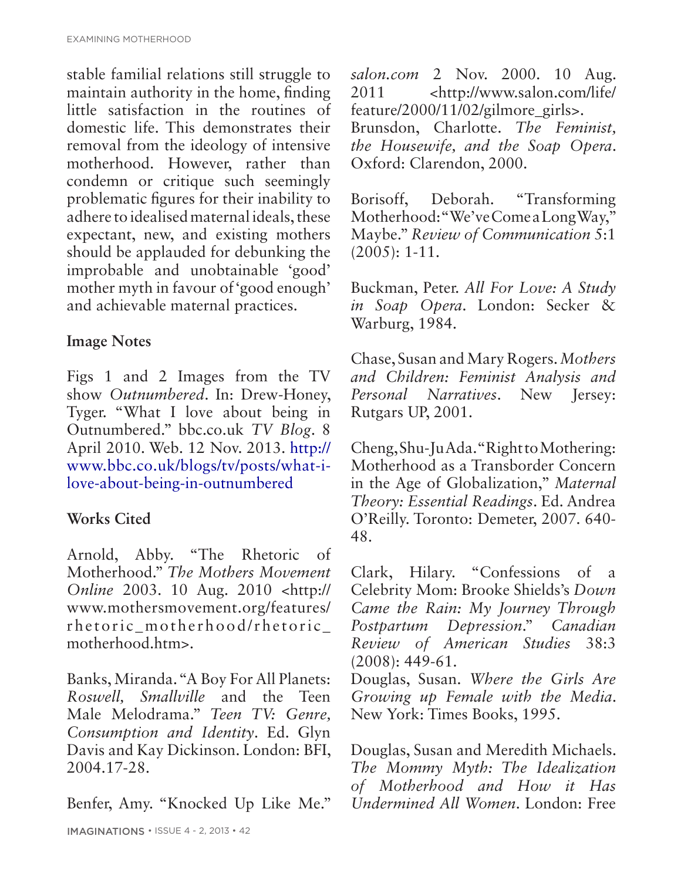stable familial relations still struggle to maintain authority in the home, finding little satisfaction in the routines of domestic life. This demonstrates their removal from the ideology of intensive motherhood. However, rather than condemn or critique such seemingly problematic figures for their inability to adhere to idealised maternal ideals, these expectant, new, and existing mothers should be applauded for debunking the improbable and unobtainable 'good' mother myth in favour of 'good enough' and achievable maternal practices.

## Image Notes

Figs 1 and 2 Images from the TV show *Outnumbered*. In: Drew-Honey, Tyger. "What I love about being in Outnumbered." bbc.co.uk *TV Blog*. 8 April 2010. Web. 12 Nov. 2013. http://www.bbc.co.uk/blogs/tv/posts/what-i-love-about-being-in-outnumbered

## Works Cited

Arnold, Abby. "The Rhetoric of Motherhood." *The Mothers Movement Online* 2003. 10 Aug. 2010 <http://www.mothersmovement.org/features/rhetoric_motherhood/rhetoric_motherhood.htm>.

Banks, Miranda. "A Boy For All Planets: *Roswell, Smallville* and the Teen Male Melodrama." *Teen TV: Genre, Consumption and Identity*. Ed. Glyn Davis and Kay Dickinson. London: BFI, 2004.17-28.

Benfer, Amy. "Knocked Up Like Me." *salon.com* 2 Nov. 2000. 10 Aug. 2011 <http://www.salon.com/life/feature/2000/11/02/gilmore_girls>.

Brunsdon, Charlotte. *The Feminist, the Housewife, and the Soap Opera*. Oxford: Clarendon, 2000.

Borisoff, Deborah. "Transforming Motherhood: "We've Come a Long Way," Maybe." *Review of Communication* 5:1 (2005): 1-11.

Buckman, Peter. *All For Love: A Study in Soap Opera*. London: Secker & Warburg, 1984.

Chase, Susan and Mary Rogers. *Mothers and Children: Feminist Analysis and Personal Narratives*. New Jersey: Rutgars UP, 2001.

Cheng, Shu-Ju Ada. "Right to Mothering: Motherhood as a Transborder Concern in the Age of Globalization," *Maternal Theory: Essential Readings*. Ed. Andrea O'Reilly. Toronto: Demeter, 2007. 640-48.

Clark, Hilary. "Confessions of a Celebrity Mom: Brooke Shields's *Down Came the Rain: My Journey Through Postpartum Depression*." *Canadian Review of American Studies* 38:3 (2008): 449-61.

Douglas, Susan. *Where the Girls Are Growing up Female with the Media*. New York: Times Books, 1995.

Douglas, Susan and Meredith Michaels. *The Mommy Myth: The Idealization of Motherhood and How it Has Undermined All Women*. London: Free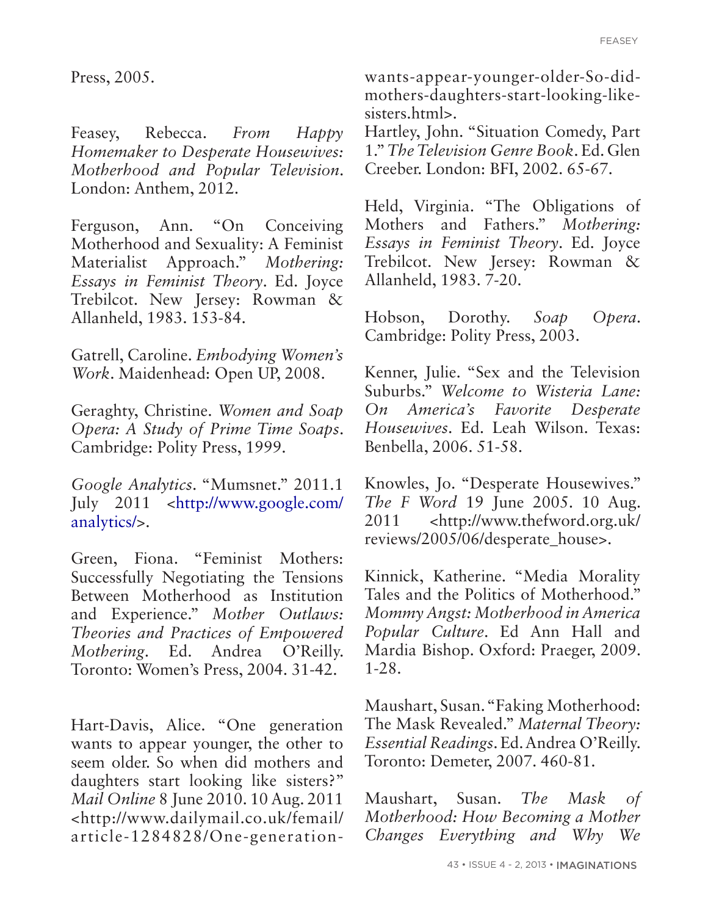Press, 2005.

Feasey, Rebecca. *From Happy Homemaker to Desperate Housewives: Motherhood and Popular Television*. London: Anthem, 2012.

Ferguson, Ann. "On Conceiving Motherhood and Sexuality: A Feminist Materialist Approach." *Mothering: Essays in Feminist Theory*. Ed. Joyce Trebilcot. New Jersey: Rowman & Allanheld, 1983. 153-84.

Gatrell, Caroline. *Embodying Women's Work*. Maidenhead: Open UP, 2008.

Geraghty, Christine. *Women and Soap Opera: A Study of Prime Time Soaps*. Cambridge: Polity Press, 1999.

*Google Analytics*. "Mumsnet." 2011.1 July 2011 <http://www.google.com/analytics/>.

Green, Fiona. "Feminist Mothers: Successfully Negotiating the Tensions Between Motherhood as Institution and Experience." *Mother Outlaws: Theories and Practices of Empowered Mothering*. Ed. Andrea O'Reilly. Toronto: Women's Press, 2004. 31-42.

Hart-Davis, Alice. "One generation wants to appear younger, the other to seem older. So when did mothers and daughters start looking like sisters?" *Mail Online* 8 June 2010. 10 Aug. 2011 <http://www.dailymail.co.uk/femail/article-1284828/One-generation-wants-appear-younger-older-So-did-mothers-daughters-start-looking-like-sisters.html>.

Hartley, John. "Situation Comedy, Part 1." *The Television Genre Book*. Ed. Glen Creeber. London: BFI, 2002. 65-67.

Held, Virginia. "The Obligations of Mothers and Fathers." *Mothering: Essays in Feminist Theory*. Ed. Joyce Trebilcot. New Jersey: Rowman & Allanheld, 1983. 7-20.

Hobson, Dorothy. *Soap Opera*. Cambridge: Polity Press, 2003.

Kenner, Julie. "Sex and the Television Suburbs." *Welcome to Wisteria Lane: On America's Favorite Desperate Housewives*. Ed. Leah Wilson. Texas: Benbella, 2006. 51-58.

Knowles, Jo. "Desperate Housewives." *The F Word* 19 June 2005. 10 Aug. 2011 <http://www.thefword.org.uk/reviews/2005/06/desperate_house>.

Kinnick, Katherine. "Media Morality Tales and the Politics of Motherhood." *Mommy Angst: Motherhood in America Popular Culture*. Ed Ann Hall and Mardia Bishop. Oxford: Praeger, 2009. 1-28.

Maushart, Susan. "Faking Motherhood: The Mask Revealed." *Maternal Theory: Essential Readings*. Ed. Andrea O'Reilly. Toronto: Demeter, 2007. 460-81.

Maushart, Susan. *The Mask of Motherhood: How Becoming a Mother Changes Everything and Why We*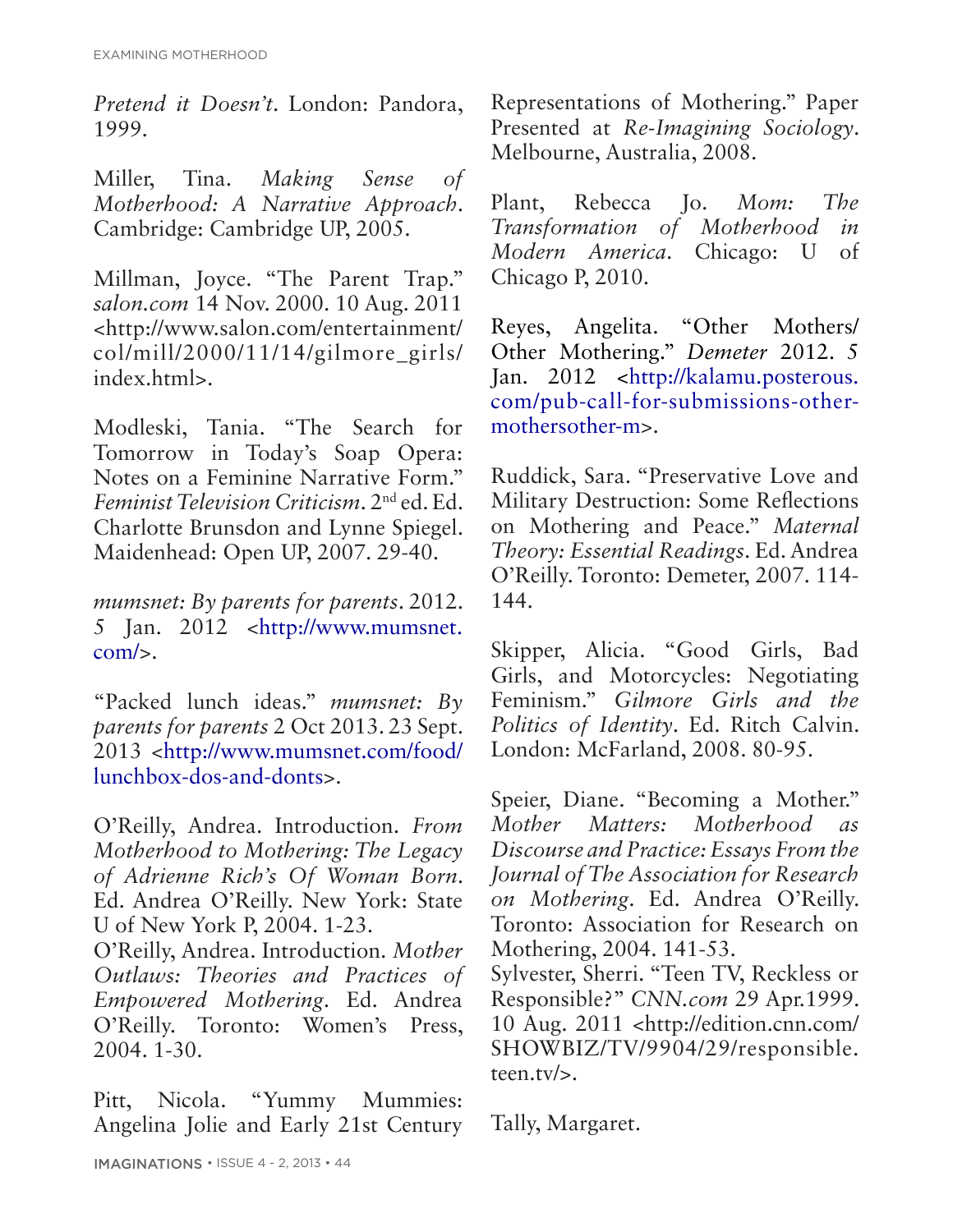*Pretend it Doesn't*. London: Pandora, 1999.

Miller, Tina. *Making Sense of Motherhood: A Narrative Approach*. Cambridge: Cambridge UP, 2005.

Millman, Joyce. "The Parent Trap." *salon.com* 14 Nov. 2000. 10 Aug. 2011 <http://www.salon.com/entertainment/col/mill/2000/11/14/gilmore_girls/index.html>.

Modleski, Tania. "The Search for Tomorrow in Today's Soap Opera: Notes on a Feminine Narrative Form." *Feminist Television Criticism*. 2nd ed. Ed. Charlotte Brunsdon and Lynne Spiegel. Maidenhead: Open UP, 2007. 29-40.

*mumsnet: By parents for parents*. 2012. 5 Jan. 2012 <http://www.mumsnet.com/>.

"Packed lunch ideas." *mumsnet: By parents for parents* 2 Oct 2013. 23 Sept. 2013 <http://www.mumsnet.com/food/lunchbox-dos-and-donts>.

O'Reilly, Andrea. Introduction. *From Motherhood to Mothering: The Legacy of Adrienne Rich's Of Woman Born*. Ed. Andrea O'Reilly. New York: State U of New York P, 2004. 1-23.

O'Reilly, Andrea. Introduction. *Mother Outlaws: Theories and Practices of Empowered Mothering*. Ed. Andrea O'Reilly. Toronto: Women's Press, 2004. 1-30.

Pitt, Nicola. "Yummy Mummies: Angelina Jolie and Early 21st Century Representations of Mothering." Paper Presented at *Re-Imagining Sociology*. Melbourne, Australia, 2008.

Plant, Rebecca Jo. *Mom: The Transformation of Motherhood in Modern America*. Chicago: U of Chicago P, 2010.

Reyes, Angelita. "Other Mothers/Other Mothering." *Demeter* 2012. 5 Jan. 2012 <http://kalamu.posterous.com/pub-call-for-submissions-other-mothersother-m>.

Ruddick, Sara. "Preservative Love and Military Destruction: Some Reflections on Mothering and Peace." *Maternal Theory: Essential Readings*. Ed. Andrea O'Reilly. Toronto: Demeter, 2007. 114-144.

Skipper, Alicia. "Good Girls, Bad Girls, and Motorcycles: Negotiating Feminism." *Gilmore Girls and the Politics of Identity*. Ed. Ritch Calvin. London: McFarland, 2008. 80-95.

Speier, Diane. "Becoming a Mother." *Mother Matters: Motherhood as Discourse and Practice: Essays From the Journal of The Association for Research on Mothering*. Ed. Andrea O'Reilly. Toronto: Association for Research on Mothering, 2004. 141-53.

Sylvester, Sherri. "Teen TV, Reckless or Responsible?" *CNN.com* 29 Apr.1999. 10 Aug. 2011 <http://edition.cnn.com/SHOWBIZ/TV/9904/29/responsible.teen.tv/>.

Tally, Margaret.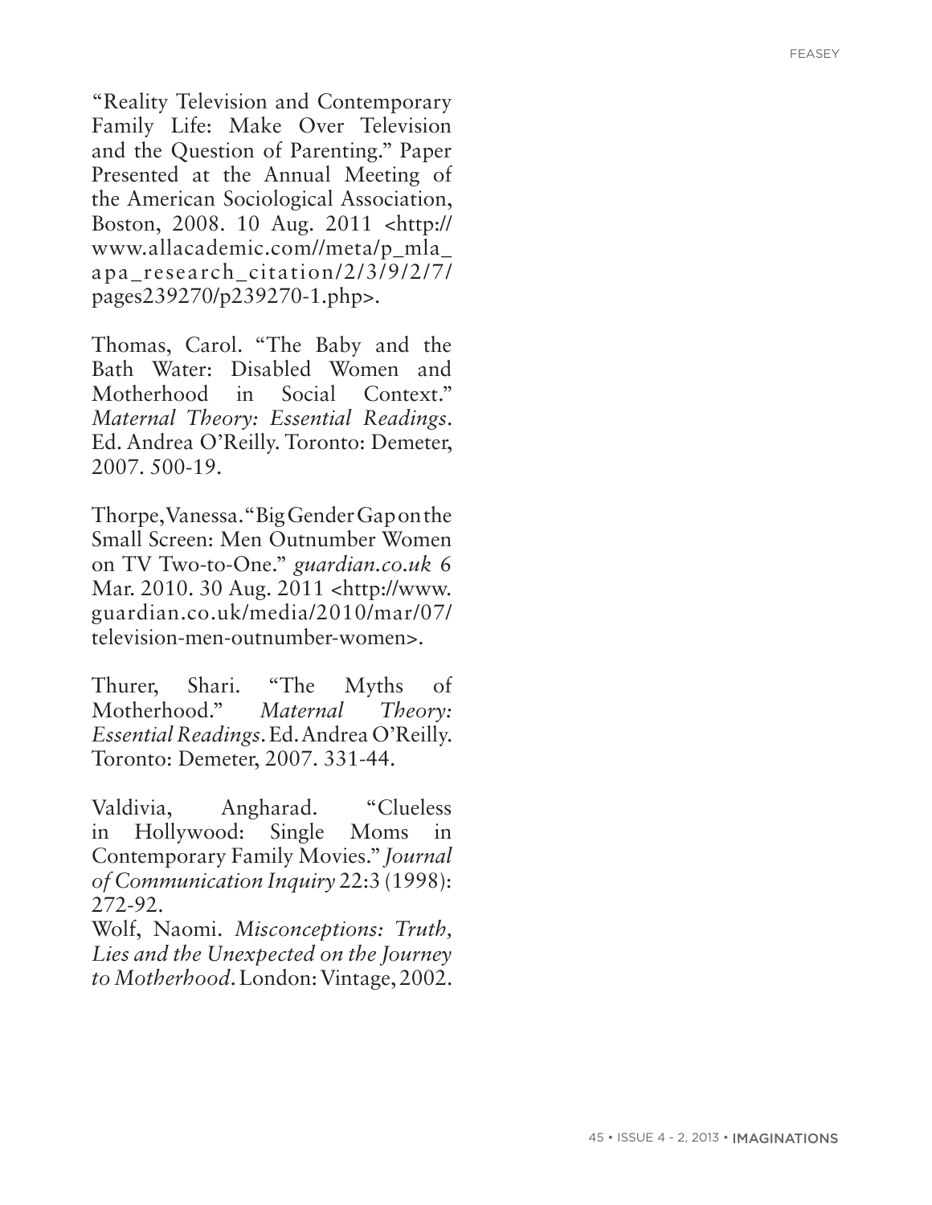"Reality Television and Contemporary Family Life: Make Over Television and the Question of Parenting." Paper Presented at the Annual Meeting of the American Sociological Association, Boston, 2008. 10 Aug. 2011 <http://www.allacademic.com//meta/p_mla_apa_research_citation/2/3/9/2/7/pages239270/p239270-1.php>.

Thomas, Carol. "The Baby and the Bath Water: Disabled Women and Motherhood in Social Context." *Maternal Theory: Essential Readings*. Ed. Andrea O'Reilly. Toronto: Demeter, 2007. 500-19.

Thorpe, Vanessa. "Big Gender Gap on the Small Screen: Men Outnumber Women on TV Two-to-One." *guardian.co.uk* 6 Mar. 2010. 30 Aug. 2011 <http://www.guardian.co.uk/media/2010/mar/07/television-men-outnumber-women>.

Thurer, Shari. "The Myths of Motherhood." *Maternal Theory: Essential Readings*. Ed. Andrea O'Reilly. Toronto: Demeter, 2007. 331-44.

Valdivia, Angharad. "Clueless in Hollywood: Single Moms in Contemporary Family Movies." *Journal of Communication Inquiry* 22:3 (1998): 272-92.

Wolf, Naomi. *Misconceptions: Truth, Lies and the Unexpected on the Journey to Motherhood*. London: Vintage, 2002.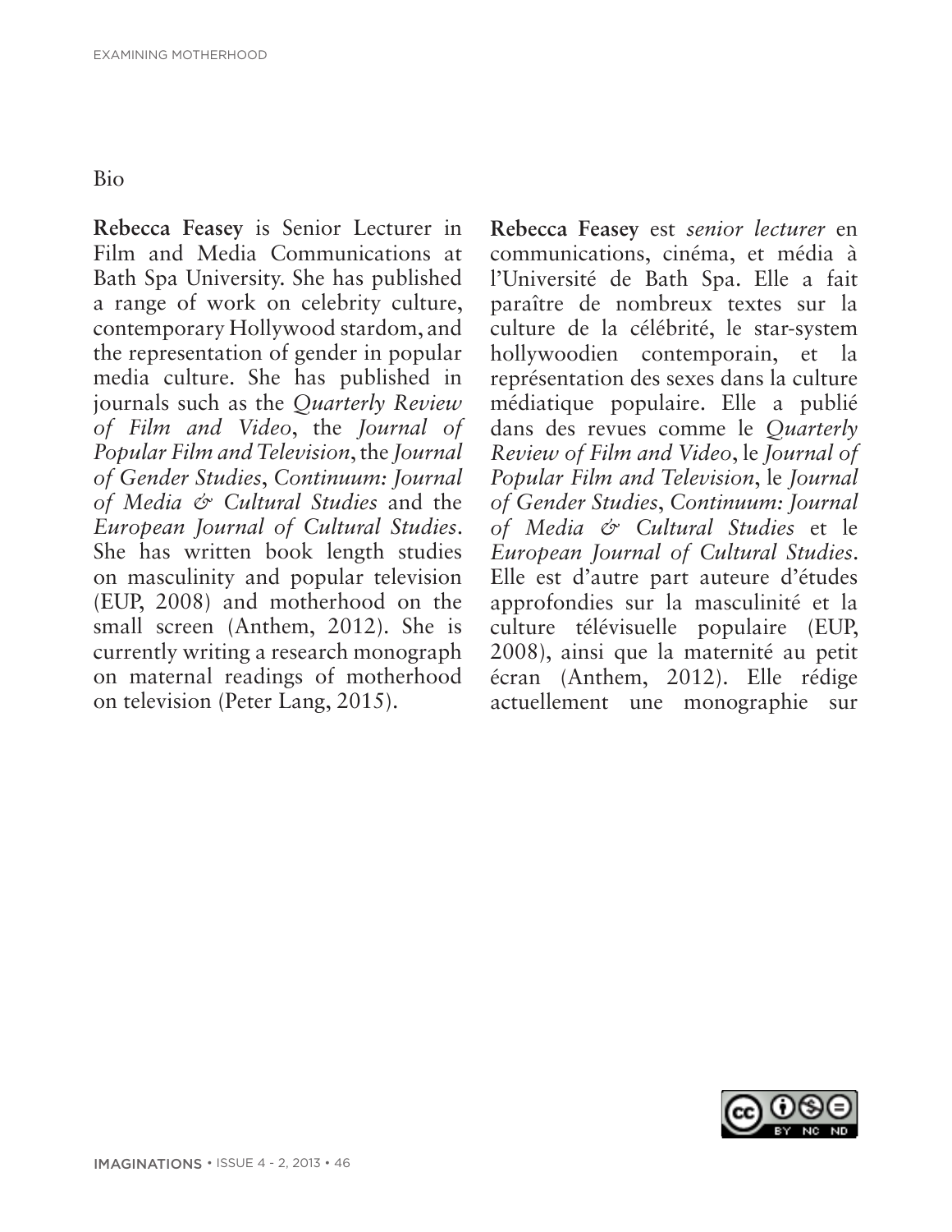Bio

**Rebecca Feasey** is Senior Lecturer in Film and Media Communications at Bath Spa University. She has published a range of work on celebrity culture, contemporary Hollywood stardom, and the representation of gender in popular media culture. She has published in journals such as the *Quarterly Review of Film and Video*, the *Journal of Popular Film and Television*, the *Journal of Gender Studies*, *Continuum: Journal of Media & Cultural Studies* and the *European Journal of Cultural Studies*. She has written book length studies on masculinity and popular television (EUP, 2008) and motherhood on the small screen (Anthem, 2012). She is currently writing a research monograph on maternal readings of motherhood on television (Peter Lang, 2015).

**Rebecca Feasey** est *senior lecturer* en communications, cinéma, et média à l'Université de Bath Spa. Elle a fait paraître de nombreux textes sur la culture de la célébrité, le star-system hollywoodien contemporain, et la représentation des sexes dans la culture médiatique populaire. Elle a publié dans des revues comme le *Quarterly Review of Film and Video*, le *Journal of Popular Film and Television*, le *Journal of Gender Studies*, *Continuum: Journal of Media & Cultural Studies* et le *European Journal of Cultural Studies*. Elle est d'autre part auteure d'études approfondies sur la masculinité et la culture télévisuelle populaire (EUP, 2008), ainsi que la maternité au petit écran (Anthem, 2012). Elle rédige actuellement une monographie sur